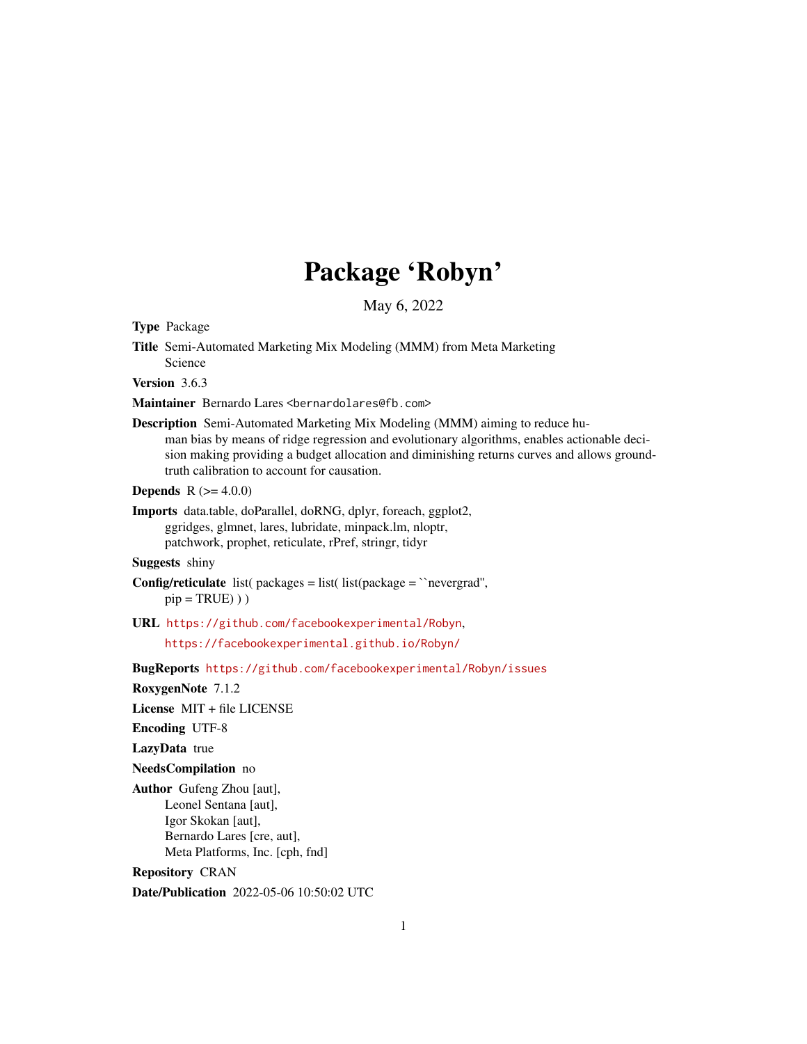# Package 'Robyn'

May 6, 2022

**Type** Package

**Title** Semi-Automated Marketing Mix Modeling (MMM) from Meta Marketing Science

**Version** 3.6.3

**Maintainer** Bernardo Lares <bernardolares@fb.com>

**Description** Semi-Automated Marketing Mix Modeling (MMM) aiming to reduce human bias by means of ridge regression and evolutionary algorithms, enables actionable decision making providing a budget allocation and diminishing returns curves and allows ground-truth calibration to account for causation.

**Depends** R (>= 4.0.0)

**Imports** data.table, doParallel, doRNG, dplyr, foreach, ggplot2, ggridges, glmnet, lares, lubridate, minpack.lm, nloptr, patchwork, prophet, reticulate, rPref, stringr, tidyr

**Suggests** shiny

**Config/reticulate** list( packages = list( list(package = ``nevergrad'', pip = TRUE) ) )

**URL** https://github.com/facebookexperimental/Robyn, https://facebookexperimental.github.io/Robyn/

**BugReports** https://github.com/facebookexperimental/Robyn/issues

**RoxygenNote** 7.1.2

**License** MIT + file LICENSE

**Encoding** UTF-8

**LazyData** true

**NeedsCompilation** no

**Author** Gufeng Zhou [aut], Leonel Sentana [aut], Igor Skokan [aut], Bernardo Lares [cre, aut], Meta Platforms, Inc. [cph, fnd]

**Repository** CRAN

**Date/Publication** 2022-05-06 10:50:02 UTC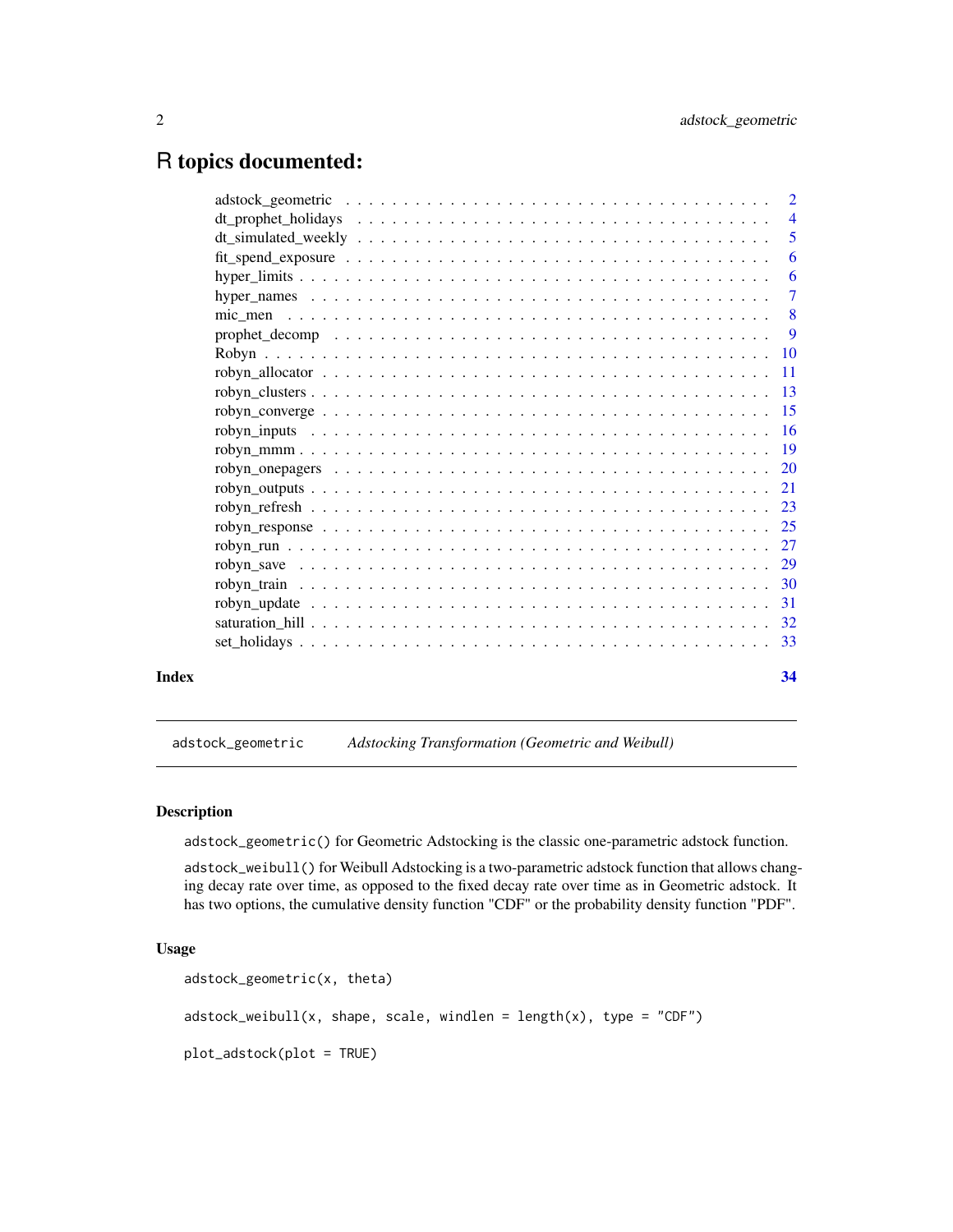# R topics documented:

| | |
|---|---|
| adstock_geometric | 2 |
| dt_prophet_holidays | 4 |
| dt_simulated_weekly | 5 |
| fit_spend_exposure | 6 |
| hyper_limits | 6 |
| hyper_names | 7 |
| mic_men | 8 |
| prophet_decomp | 9 |
| Robyn | 10 |
| robyn_allocator | 11 |
| robyn_clusters | 13 |
| robyn_converge | 15 |
| robyn_inputs | 16 |
| robyn_mmm | 19 |
| robyn_onepagers | 20 |
| robyn_outputs | 21 |
| robyn_refresh | 23 |
| robyn_response | 25 |
| robyn_run | 27 |
| robyn_save | 29 |
| robyn_train | 30 |
| robyn_update | 31 |
| saturation_hill | 32 |
| set_holidays | 33 |

**Index** **34**

---

`adstock_geometric` *Adstocking Transformation (Geometric and Weibull)*

---

### Description

`adstock_geometric()` for Geometric Adstocking is the classic one-parametric adstock function.

`adstock_weibull()` for Weibull Adstocking is a two-parametric adstock function that allows changing decay rate over time, as opposed to the fixed decay rate over time as in Geometric adstock. It has two options, the cumulative density function "CDF" or the probability density function "PDF".

### Usage

```
adstock_geometric(x, theta)

adstock_weibull(x, shape, scale, windlen = length(x), type = "CDF")

plot_adstock(plot = TRUE)
```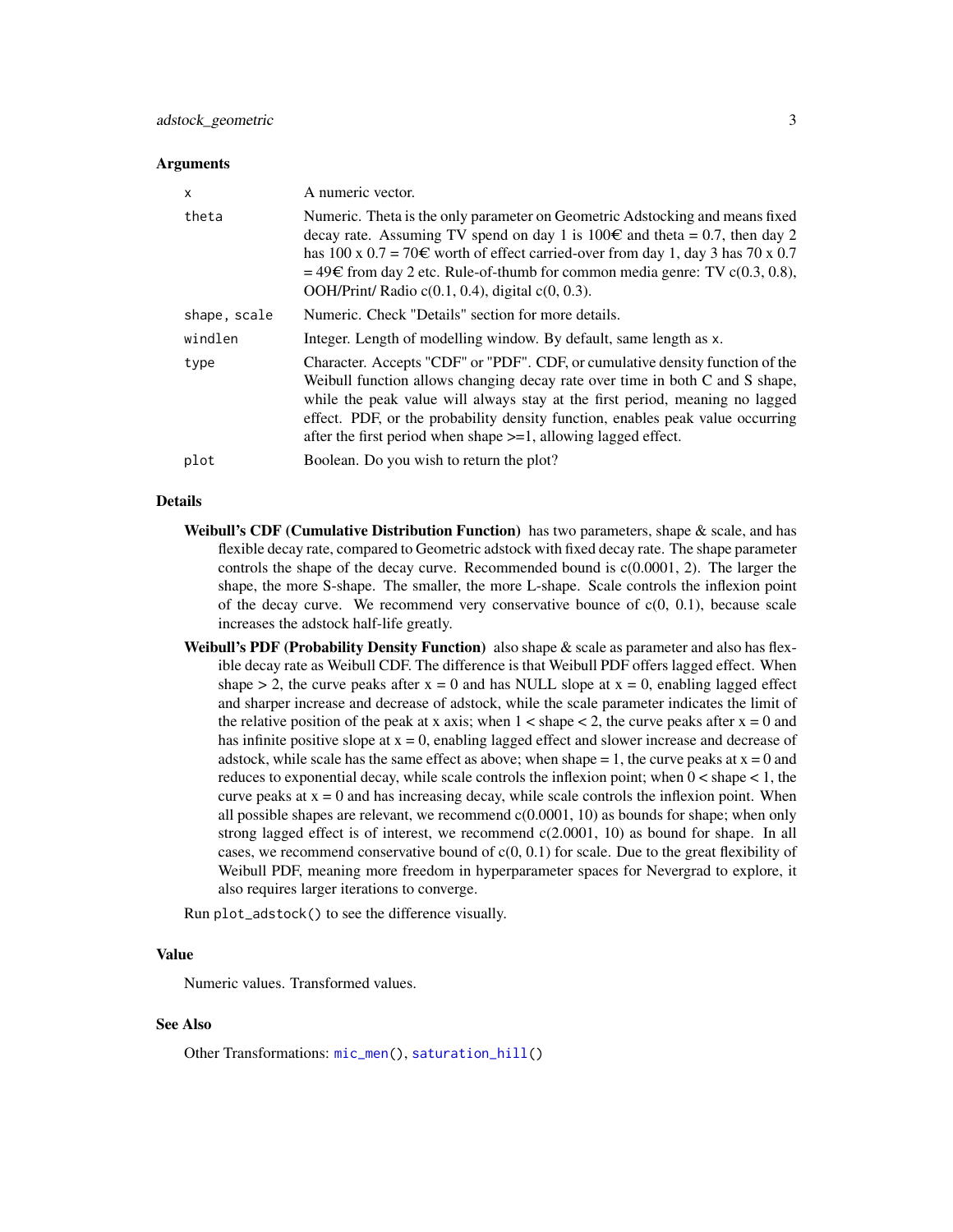## Arguments

| | |
|---|---|
| `x` | A numeric vector. |
| `theta` | Numeric. Theta is the only parameter on Geometric Adstocking and means fixed decay rate. Assuming TV spend on day 1 is 100€ and theta = 0.7, then day 2 has 100 x 0.7 = 70€ worth of effect carried-over from day 1, day 3 has 70 x 0.7 = 49€ from day 2 etc. Rule-of-thumb for common media genre: TV c(0.3, 0.8), OOH/Print/ Radio c(0.1, 0.4), digital c(0, 0.3). |
| `shape, scale` | Numeric. Check "Details" section for more details. |
| `windlen` | Integer. Length of modelling window. By default, same length as `x`. |
| `type` | Character. Accepts "CDF" or "PDF". CDF, or cumulative density function of the Weibull function allows changing decay rate over time in both C and S shape, while the peak value will always stay at the first period, meaning no lagged effect. PDF, or the probability density function, enables peak value occurring after the first period when shape >=1, allowing lagged effect. |
| `plot` | Boolean. Do you wish to return the plot? |

## Details

**Weibull's CDF (Cumulative Distribution Function)** has two parameters, shape & scale, and has flexible decay rate, compared to Geometric adstock with fixed decay rate. The shape parameter controls the shape of the decay curve. Recommended bound is c(0.0001, 2). The larger the shape, the more S-shape. The smaller, the more L-shape. Scale controls the inflexion point of the decay curve. We recommend very conservative bounce of c(0, 0.1), because scale increases the adstock half-life greatly.

**Weibull's PDF (Probability Density Function)** also shape & scale as parameter and also has flexible decay rate as Weibull CDF. The difference is that Weibull PDF offers lagged effect. When shape > 2, the curve peaks after x = 0 and has NULL slope at x = 0, enabling lagged effect and sharper increase and decrease of adstock, while the scale parameter indicates the limit of the relative position of the peak at x axis; when 1 < shape < 2, the curve peaks after x = 0 and has infinite positive slope at x = 0, enabling lagged effect and slower increase and decrease of adstock, while scale has the same effect as above; when shape = 1, the curve peaks at x = 0 and reduces to exponential decay, while scale controls the inflexion point; when 0 < shape < 1, the curve peaks at x = 0 and has increasing decay, while scale controls the inflexion point. When all possible shapes are relevant, we recommend c(0.0001, 10) as bounds for shape; when only strong lagged effect is of interest, we recommend c(2.0001, 10) as bound for shape. In all cases, we recommend conservative bound of c(0, 0.1) for scale. Due to the great flexibility of Weibull PDF, meaning more freedom in hyperparameter spaces for Nevergrad to explore, it also requires larger iterations to converge.

Run `plot_adstock()` to see the difference visually.

## Value

Numeric values. Transformed values.

## See Also

Other Transformations: `mic_men()`, `saturation_hill()`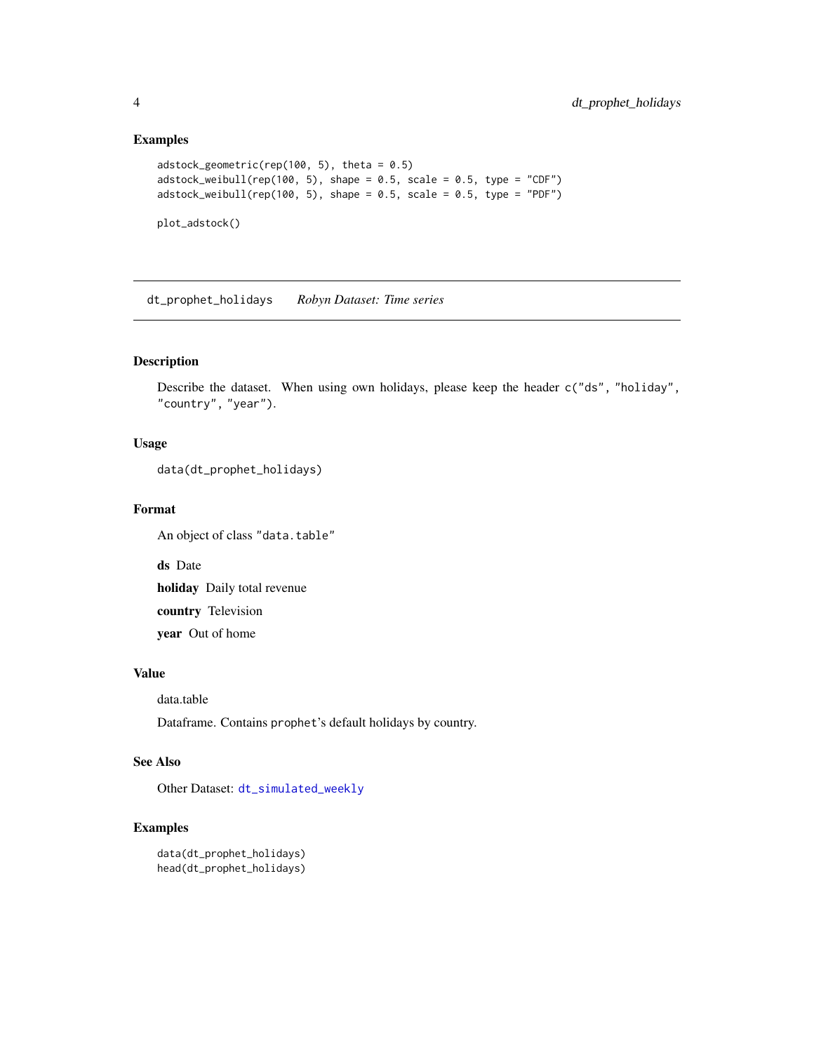### Examples

```
adstock_geometric(rep(100, 5), theta = 0.5)
adstock_weibull(rep(100, 5), shape = 0.5, scale = 0.5, type = "CDF")
adstock_weibull(rep(100, 5), shape = 0.5, scale = 0.5, type = "PDF")

plot_adstock()
```

---

## dt_prophet_holidays *Robyn Dataset: Time series*

---

### Description

Describe the dataset. When using own holidays, please keep the header `c("ds", "holiday", "country", "year")`.

### Usage

```
data(dt_prophet_holidays)
```

### Format

An object of class `"data.table"`

**ds** Date

**holiday** Daily total revenue

**country** Television

**year** Out of home

### Value

data.table

Dataframe. Contains `prophet`'s default holidays by country.

### See Also

Other Dataset: `dt_simulated_weekly`

### Examples

```
data(dt_prophet_holidays)
head(dt_prophet_holidays)
```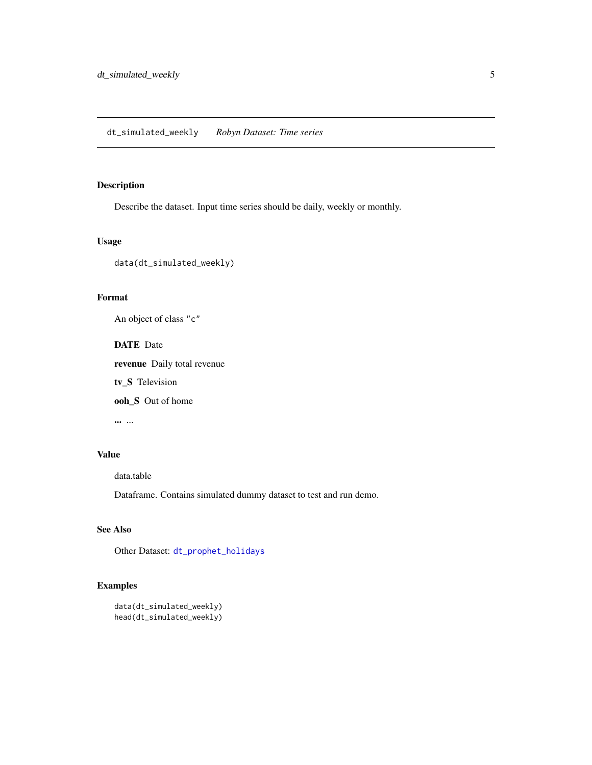dt_simulated_weekly *Robyn Dataset: Time series*

## Description

Describe the dataset. Input time series should be daily, weekly or monthly.

## Usage

```
data(dt_simulated_weekly)
```

## Format

An object of class "c"

**DATE** Date

**revenue** Daily total revenue

**tv_S** Television

**ooh_S** Out of home

**...** ...

## Value

data.table

Dataframe. Contains simulated dummy dataset to test and run demo.

## See Also

Other Dataset: dt_prophet_holidays

## Examples

```
data(dt_simulated_weekly)
head(dt_simulated_weekly)
```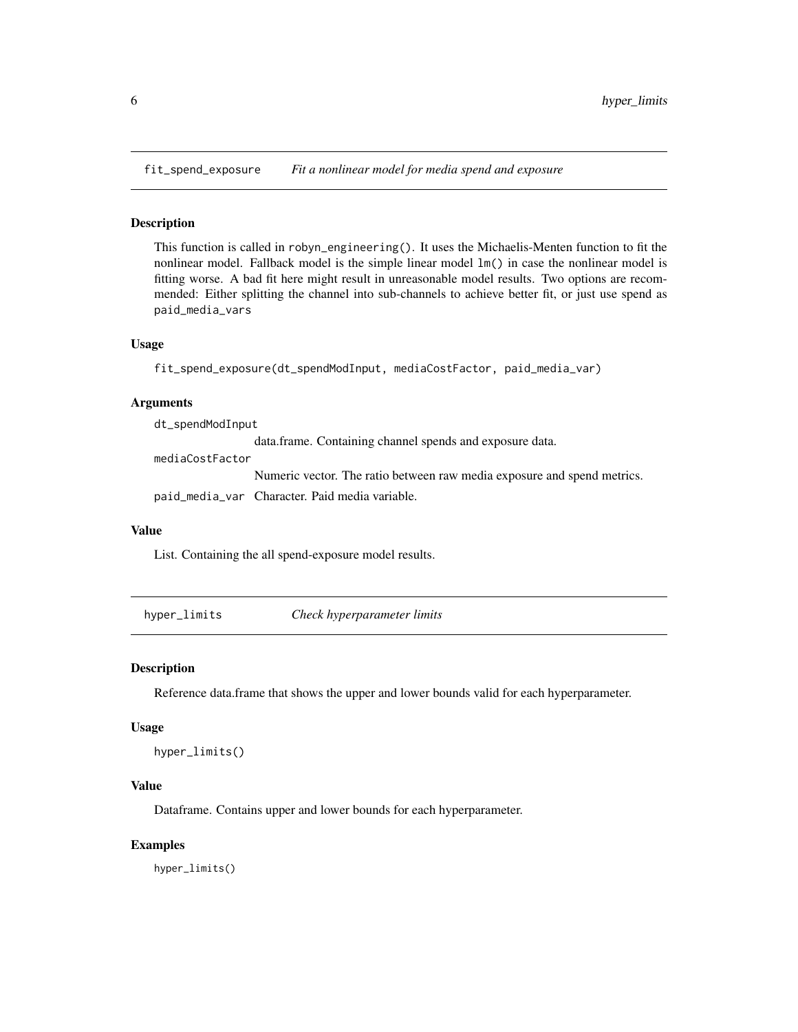## fit_spend_exposure *Fit a nonlinear model for media spend and exposure*

### Description

This function is called in `robyn_engineering()`. It uses the Michaelis-Menten function to fit the nonlinear model. Fallback model is the simple linear model `lm()` in case the nonlinear model is fitting worse. A bad fit here might result in unreasonable model results. Two options are recommended: Either splitting the channel into sub-channels to achieve better fit, or just use spend as `paid_media_vars`

### Usage

```
fit_spend_exposure(dt_spendModInput, mediaCostFactor, paid_media_var)
```

### Arguments

| | |
|---|---|
| `dt_spendModInput` | data.frame. Containing channel spends and exposure data. |
| `mediaCostFactor` | Numeric vector. The ratio between raw media exposure and spend metrics. |
| `paid_media_var` | Character. Paid media variable. |

### Value

List. Containing the all spend-exposure model results.

## hyper_limits *Check hyperparameter limits*

### Description

Reference data.frame that shows the upper and lower bounds valid for each hyperparameter.

### Usage

```
hyper_limits()
```

### Value

Dataframe. Contains upper and lower bounds for each hyperparameter.

### Examples

```
hyper_limits()
```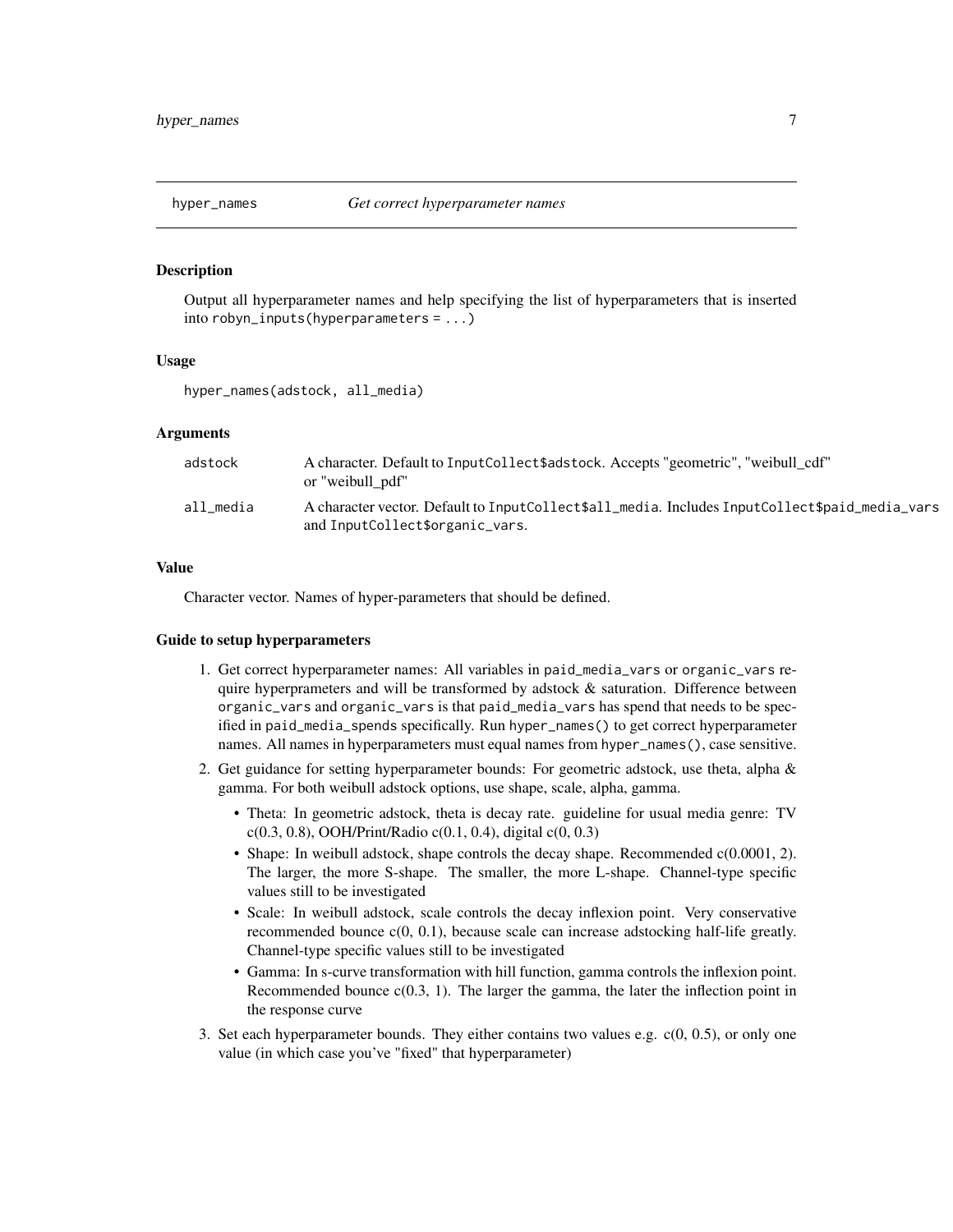## hyper_names    *Get correct hyperparameter names*

### Description

Output all hyperparameter names and help specifying the list of hyperparameters that is inserted into `robyn_inputs(hyperparameters = ...)`

### Usage

```
hyper_names(adstock, all_media)
```

### Arguments

| | |
|---|---|
| adstock | A character. Default to `InputCollect$adstock`. Accepts "geometric", "weibull_cdf" or "weibull_pdf" |
| all_media | A character vector. Default to `InputCollect$all_media`. Includes `InputCollect$paid_media_vars` and `InputCollect$organic_vars`. |

### Value

Character vector. Names of hyper-parameters that should be defined.

### Guide to setup hyperparameters

1. Get correct hyperparameter names: All variables in `paid_media_vars` or `organic_vars` require hyperprameters and will be transformed by adstock & saturation. Difference between `organic_vars` and `organic_vars` is that `paid_media_vars` has spend that needs to be specified in `paid_media_spends` specifically. Run `hyper_names()` to get correct hyperparameter names. All names in hyperparameters must equal names from `hyper_names()`, case sensitive.
2. Get guidance for setting hyperparameter bounds: For geometric adstock, use theta, alpha & gamma. For both weibull adstock options, use shape, scale, alpha, gamma.
   - Theta: In geometric adstock, theta is decay rate. guideline for usual media genre: TV c(0.3, 0.8), OOH/Print/Radio c(0.1, 0.4), digital c(0, 0.3)
   - Shape: In weibull adstock, shape controls the decay shape. Recommended c(0.0001, 2). The larger, the more S-shape. The smaller, the more L-shape. Channel-type specific values still to be investigated
   - Scale: In weibull adstock, scale controls the decay inflexion point. Very conservative recommended bounce c(0, 0.1), because scale can increase adstocking half-life greatly. Channel-type specific values still to be investigated
   - Gamma: In s-curve transformation with hill function, gamma controls the inflexion point. Recommended bounce c(0.3, 1). The larger the gamma, the later the inflection point in the response curve
3. Set each hyperparameter bounds. They either contains two values e.g. c(0, 0.5), or only one value (in which case you've "fixed" that hyperparameter)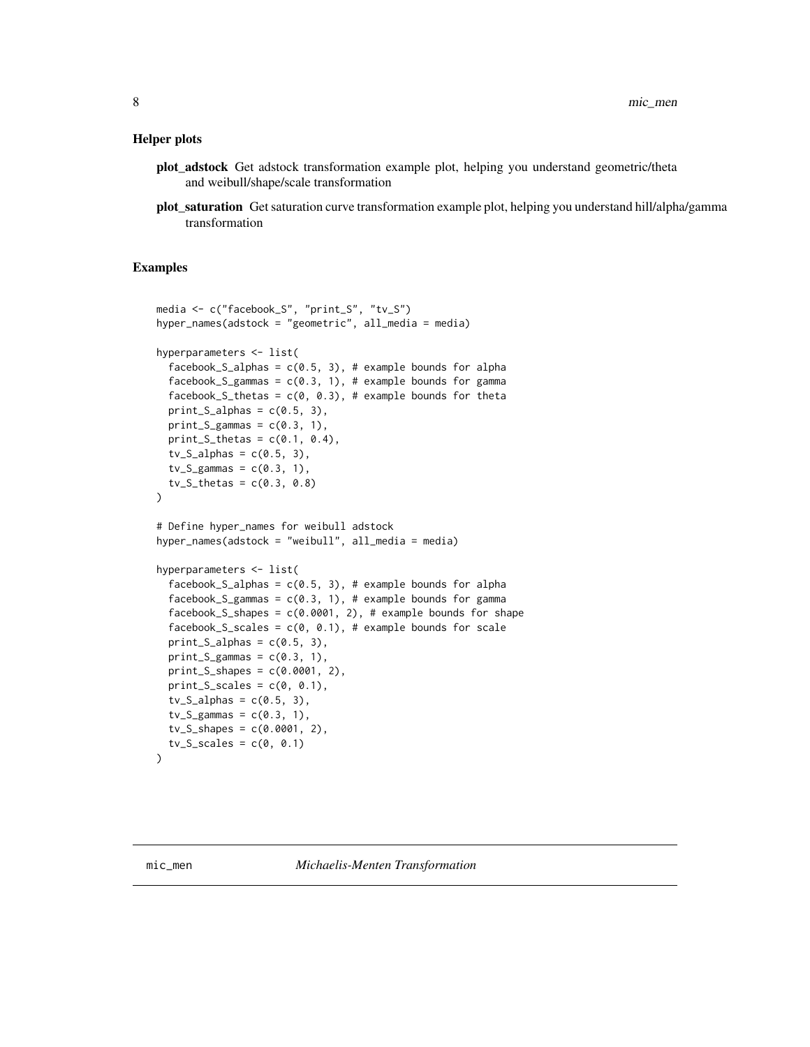### Helper plots

**plot_adstock** Get adstock transformation example plot, helping you understand geometric/theta and weibull/shape/scale transformation

**plot_saturation** Get saturation curve transformation example plot, helping you understand hill/alpha/gamma transformation

### Examples

```
media <- c("facebook_S", "print_S", "tv_S")
hyper_names(adstock = "geometric", all_media = media)

hyperparameters <- list(
  facebook_S_alphas = c(0.5, 3), # example bounds for alpha
  facebook_S_gammas = c(0.3, 1), # example bounds for gamma
  facebook_S_thetas = c(0, 0.3), # example bounds for theta
  print_S_alphas = c(0.5, 3),
  print_S_gammas = c(0.3, 1),
  print_S_thetas = c(0.1, 0.4),
  tv_S_alphas = c(0.5, 3),
  tv_S_gammas = c(0.3, 1),
  tv_S_thetas = c(0.3, 0.8)
)

# Define hyper_names for weibull adstock
hyper_names(adstock = "weibull", all_media = media)

hyperparameters <- list(
  facebook_S_alphas = c(0.5, 3), # example bounds for alpha
  facebook_S_gammas = c(0.3, 1), # example bounds for gamma
  facebook_S_shapes = c(0.0001, 2), # example bounds for shape
  facebook_S_scales = c(0, 0.1), # example bounds for scale
  print_S_alphas = c(0.5, 3),
  print_S_gammas = c(0.3, 1),
  print_S_shapes = c(0.0001, 2),
  print_S_scales = c(0, 0.1),
  tv_S_alphas = c(0.5, 3),
  tv_S_gammas = c(0.3, 1),
  tv_S_shapes = c(0.0001, 2),
  tv_S_scales = c(0, 0.1)
)
```

## mic_men *Michaelis-Menten Transformation*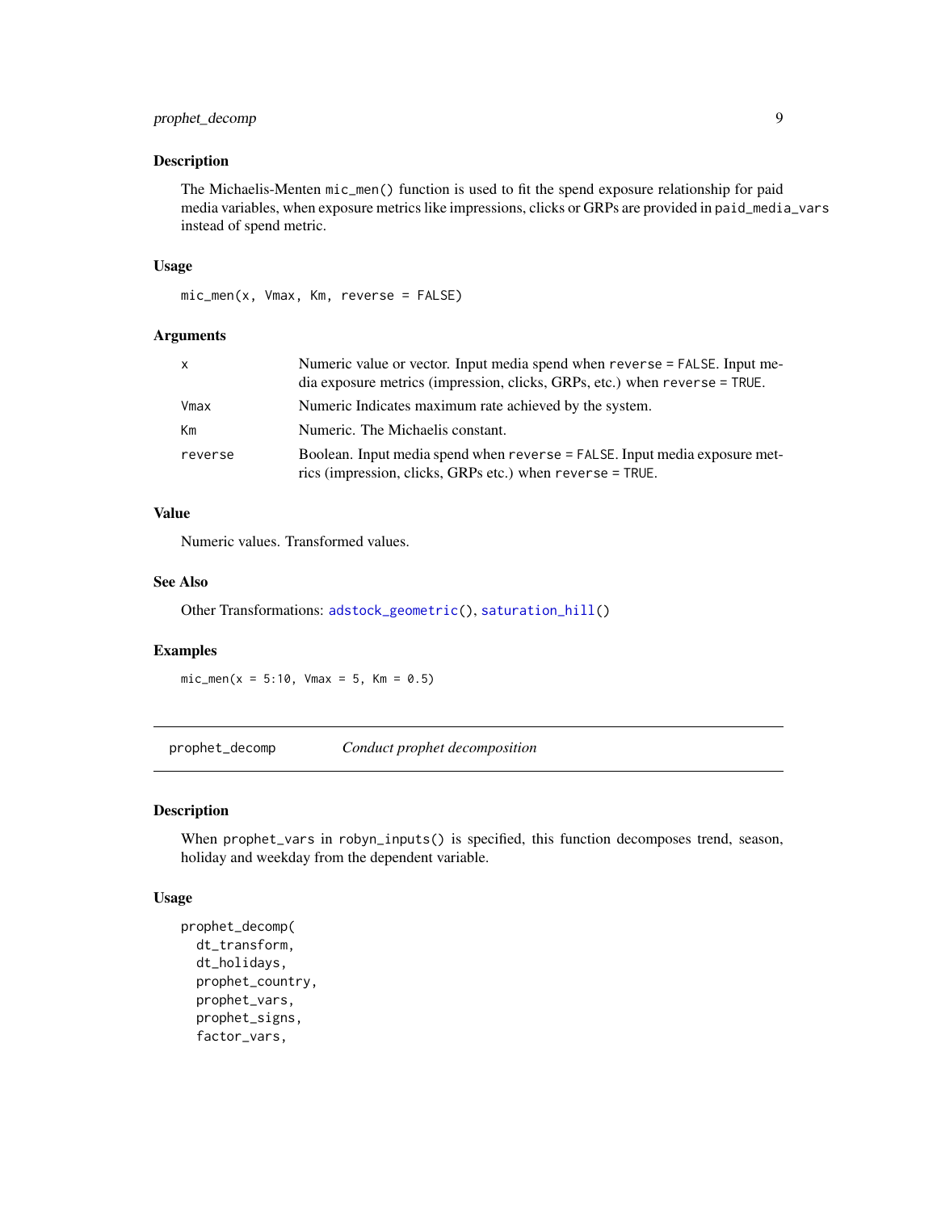### Description

The Michaelis-Menten `mic_men()` function is used to fit the spend exposure relationship for paid media variables, when exposure metrics like impressions, clicks or GRPs are provided in `paid_media_vars` instead of spend metric.

### Usage

```
mic_men(x, Vmax, Km, reverse = FALSE)
```

### Arguments

| | |
|---|---|
| x | Numeric value or vector. Input media spend when `reverse = FALSE`. Input media exposure metrics (impression, clicks, GRPs, etc.) when `reverse = TRUE`. |
| Vmax | Numeric Indicates maximum rate achieved by the system. |
| Km | Numeric. The Michaelis constant. |
| reverse | Boolean. Input media spend when `reverse = FALSE`. Input media exposure metrics (impression, clicks, GRPs etc.) when `reverse = TRUE`. |

### Value

Numeric values. Transformed values.

### See Also

Other Transformations: `adstock_geometric()`, `saturation_hill()`

### Examples

```
mic_men(x = 5:10, Vmax = 5, Km = 0.5)
```

---

## prophet_decomp — *Conduct prophet decomposition*

---

### Description

When `prophet_vars` in `robyn_inputs()` is specified, this function decomposes trend, season, holiday and weekday from the dependent variable.

### Usage

```
prophet_decomp(
  dt_transform,
  dt_holidays,
  prophet_country,
  prophet_vars,
  prophet_signs,
  factor_vars,
```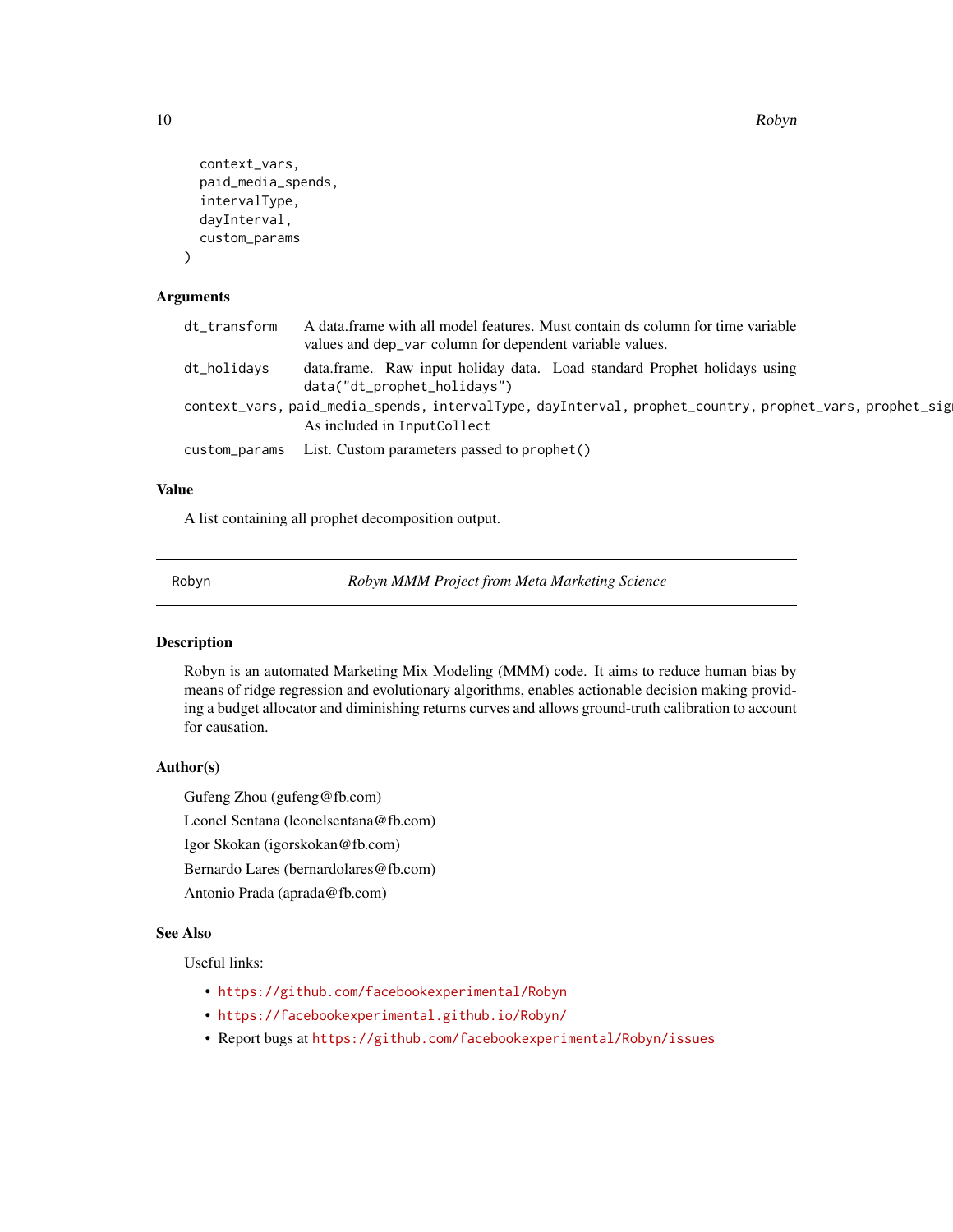```
  context_vars,
  paid_media_spends,
  intervalType,
  dayInterval,
  custom_params
)
```

### Arguments

| | |
|---|---|
| `dt_transform` | A data.frame with all model features. Must contain `ds` column for time variable values and `dep_var` column for dependent variable values. |
| `dt_holidays` | data.frame. Raw input holiday data. Load standard Prophet holidays using `data("dt_prophet_holidays")` |
| `context_vars, paid_media_spends, intervalType, dayInterval, prophet_country, prophet_vars, prophet_sig` | As included in `InputCollect` |
| `custom_params` | List. Custom parameters passed to `prophet()` |

### Value

A list containing all prophet decomposition output.

---

`Robyn` *Robyn MMM Project from Meta Marketing Science*

---

### Description

Robyn is an automated Marketing Mix Modeling (MMM) code. It aims to reduce human bias by means of ridge regression and evolutionary algorithms, enables actionable decision making providing a budget allocator and diminishing returns curves and allows ground-truth calibration to account for causation.

### Author(s)

Gufeng Zhou (gufeng@fb.com)

Leonel Sentana (leonelsentana@fb.com)

Igor Skokan (igorskokan@fb.com)

Bernardo Lares (bernardolares@fb.com)

Antonio Prada (aprada@fb.com)

### See Also

Useful links:

- https://github.com/facebookexperimental/Robyn
- https://facebookexperimental.github.io/Robyn/
- Report bugs at https://github.com/facebookexperimental/Robyn/issues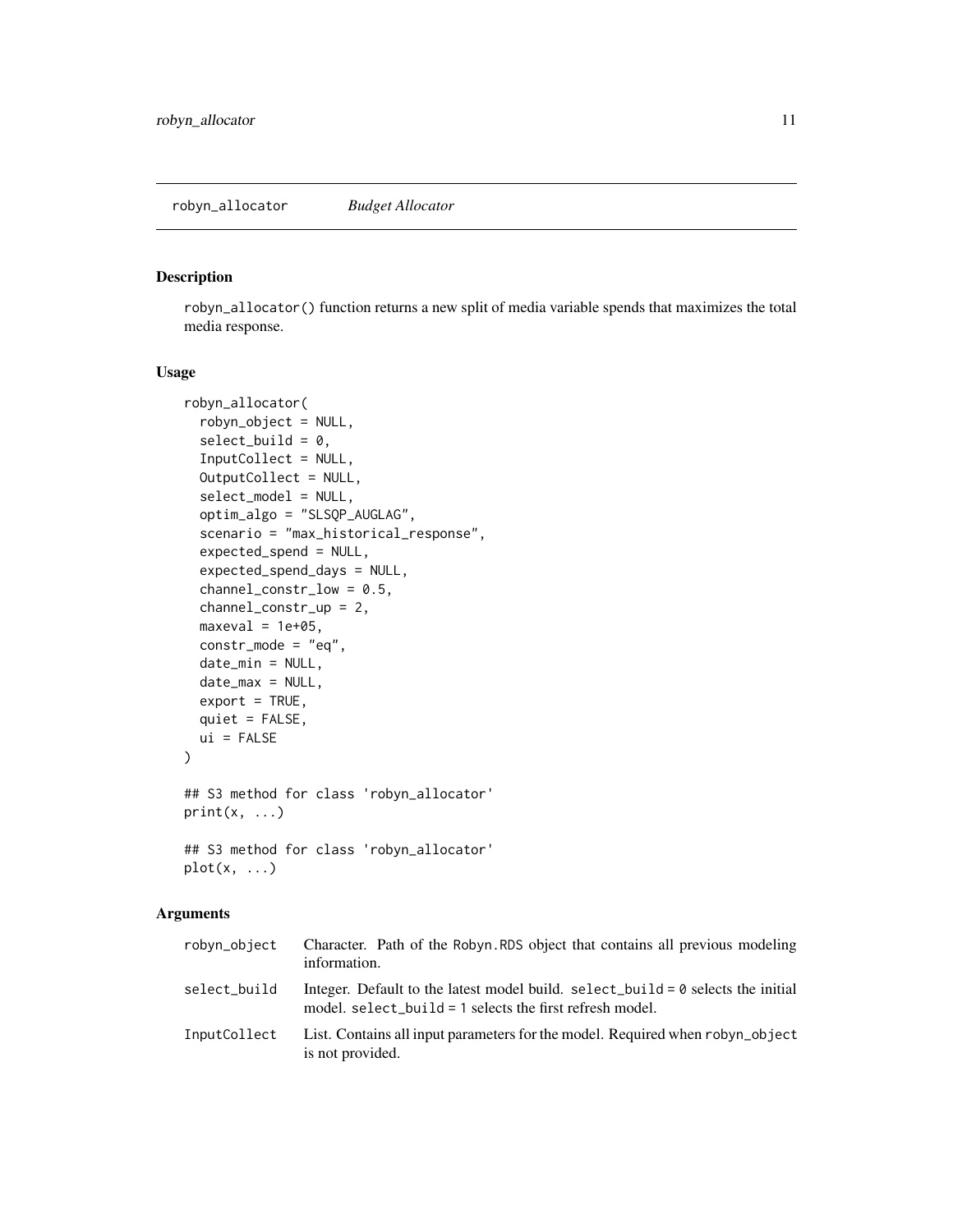# robyn_allocator *Budget Allocator*

## Description

robyn_allocator() function returns a new split of media variable spends that maximizes the total media response.

## Usage

```
robyn_allocator(
  robyn_object = NULL,
  select_build = 0,
  InputCollect = NULL,
  OutputCollect = NULL,
  select_model = NULL,
  optim_algo = "SLSQP_AUGLAG",
  scenario = "max_historical_response",
  expected_spend = NULL,
  expected_spend_days = NULL,
  channel_constr_low = 0.5,
  channel_constr_up = 2,
  maxeval = 1e+05,
  constr_mode = "eq",
  date_min = NULL,
  date_max = NULL,
  export = TRUE,
  quiet = FALSE,
  ui = FALSE
)

## S3 method for class 'robyn_allocator'
print(x, ...)

## S3 method for class 'robyn_allocator'
plot(x, ...)
```

## Arguments

| | |
|---|---|
| robyn_object | Character. Path of the Robyn.RDS object that contains all previous modeling information. |
| select_build | Integer. Default to the latest model build. select_build = 0 selects the initial model. select_build = 1 selects the first refresh model. |
| InputCollect | List. Contains all input parameters for the model. Required when robyn_object is not provided. |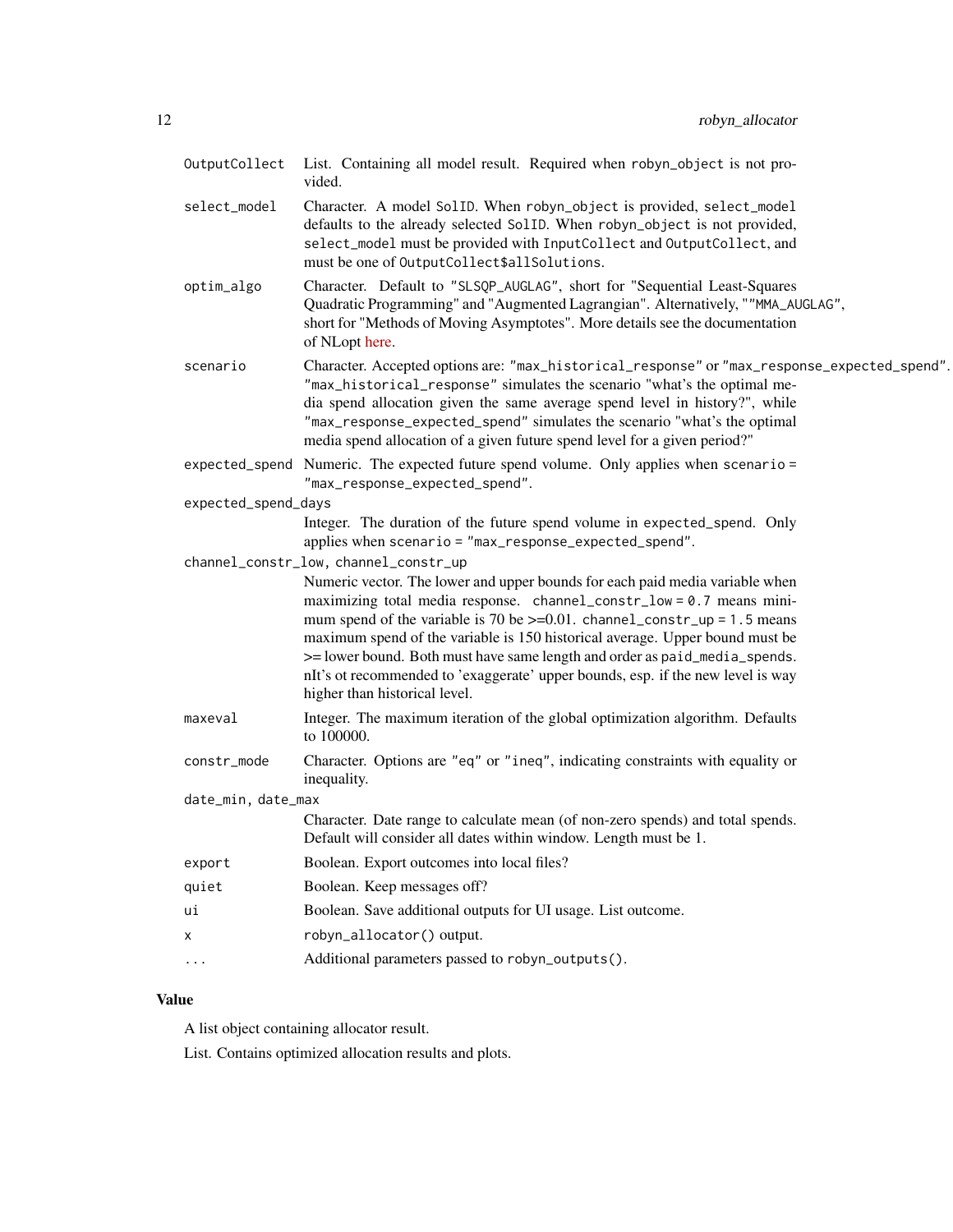| | |
|---|---|
| OutputCollect | List. Containing all model result. Required when robyn_object is not provided. |
| select_model | Character. A model SolID. When robyn_object is provided, select_model defaults to the already selected SolID. When robyn_object is not provided, select_model must be provided with InputCollect and OutputCollect, and must be one of OutputCollect$allSolutions. |
| optim_algo | Character. Default to "SLSQP_AUGLAG", short for "Sequential Least-Squares Quadratic Programming" and "Augmented Lagrangian". Alternatively, ""MMA_AUGLAG", short for "Methods of Moving Asymptotes". More details see the documentation of NLopt here. |
| scenario | Character. Accepted options are: "max_historical_response" or "max_response_expected_spend". "max_historical_response" simulates the scenario "what's the optimal media spend allocation given the same average spend level in history?", while "max_response_expected_spend" simulates the scenario "what's the optimal media spend allocation of a given future spend level for a given period?" |
| expected_spend | Numeric. The expected future spend volume. Only applies when scenario = "max_response_expected_spend". |
| expected_spend_days | Integer. The duration of the future spend volume in expected_spend. Only applies when scenario = "max_response_expected_spend". |
| channel_constr_low, channel_constr_up | Numeric vector. The lower and upper bounds for each paid media variable when maximizing total media response. channel_constr_low = 0.7 means minimum spend of the variable is 70 be >=0.01. channel_constr_up = 1.5 means maximum spend of the variable is 150 historical average. Upper bound must be >= lower bound. Both must have same length and order as paid_media_spends. nIt's ot recommended to 'exaggerate' upper bounds, esp. if the new level is way higher than historical level. |
| maxeval | Integer. The maximum iteration of the global optimization algorithm. Defaults to 100000. |
| constr_mode | Character. Options are "eq" or "ineq", indicating constraints with equality or inequality. |
| date_min, date_max | Character. Date range to calculate mean (of non-zero spends) and total spends. Default will consider all dates within window. Length must be 1. |
| export | Boolean. Export outcomes into local files? |
| quiet | Boolean. Keep messages off? |
| ui | Boolean. Save additional outputs for UI usage. List outcome. |
| x | robyn_allocator() output. |
| ... | Additional parameters passed to robyn_outputs(). |

## Value

A list object containing allocator result.

List. Contains optimized allocation results and plots.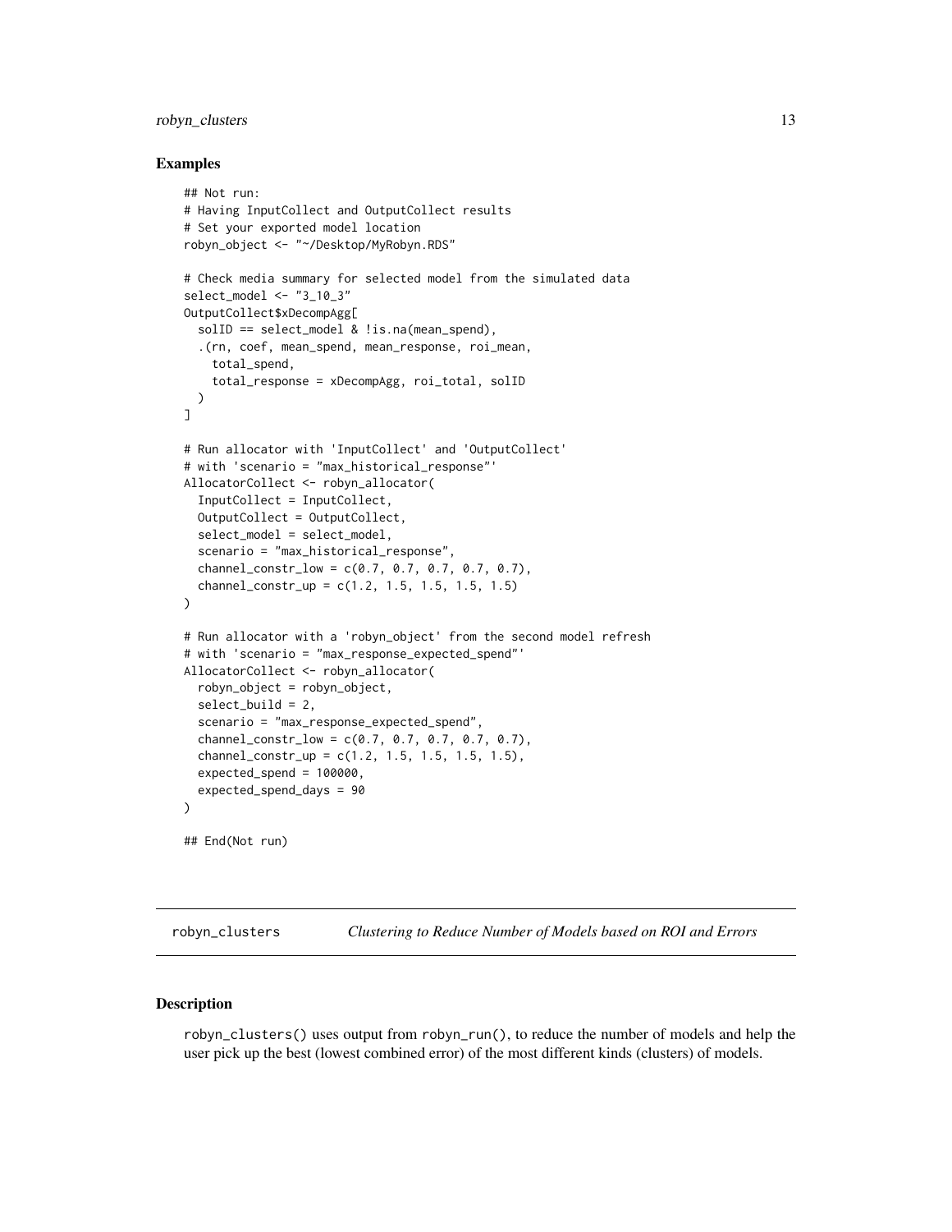### Examples

```
## Not run:
# Having InputCollect and OutputCollect results
# Set your exported model location
robyn_object <- "~/Desktop/MyRobyn.RDS"

# Check media summary for selected model from the simulated data
select_model <- "3_10_3"
OutputCollect$xDecompAgg[
  solID == select_model & !is.na(mean_spend),
  .(rn, coef, mean_spend, mean_response, roi_mean,
    total_spend,
    total_response = xDecompAgg, roi_total, solID
  )
]

# Run allocator with 'InputCollect' and 'OutputCollect'
# with 'scenario = "max_historical_response"'
AllocatorCollect <- robyn_allocator(
  InputCollect = InputCollect,
  OutputCollect = OutputCollect,
  select_model = select_model,
  scenario = "max_historical_response",
  channel_constr_low = c(0.7, 0.7, 0.7, 0.7, 0.7),
  channel_constr_up = c(1.2, 1.5, 1.5, 1.5, 1.5)
)

# Run allocator with a 'robyn_object' from the second model refresh
# with 'scenario = "max_response_expected_spend"'
AllocatorCollect <- robyn_allocator(
  robyn_object = robyn_object,
  select_build = 2,
  scenario = "max_response_expected_spend",
  channel_constr_low = c(0.7, 0.7, 0.7, 0.7, 0.7),
  channel_constr_up = c(1.2, 1.5, 1.5, 1.5, 1.5),
  expected_spend = 100000,
  expected_spend_days = 90
)

## End(Not run)
```

---

## robyn_clusters — *Clustering to Reduce Number of Models based on ROI and Errors*

---

### Description

robyn_clusters() uses output from robyn_run(), to reduce the number of models and help the user pick up the best (lowest combined error) of the most different kinds (clusters) of models.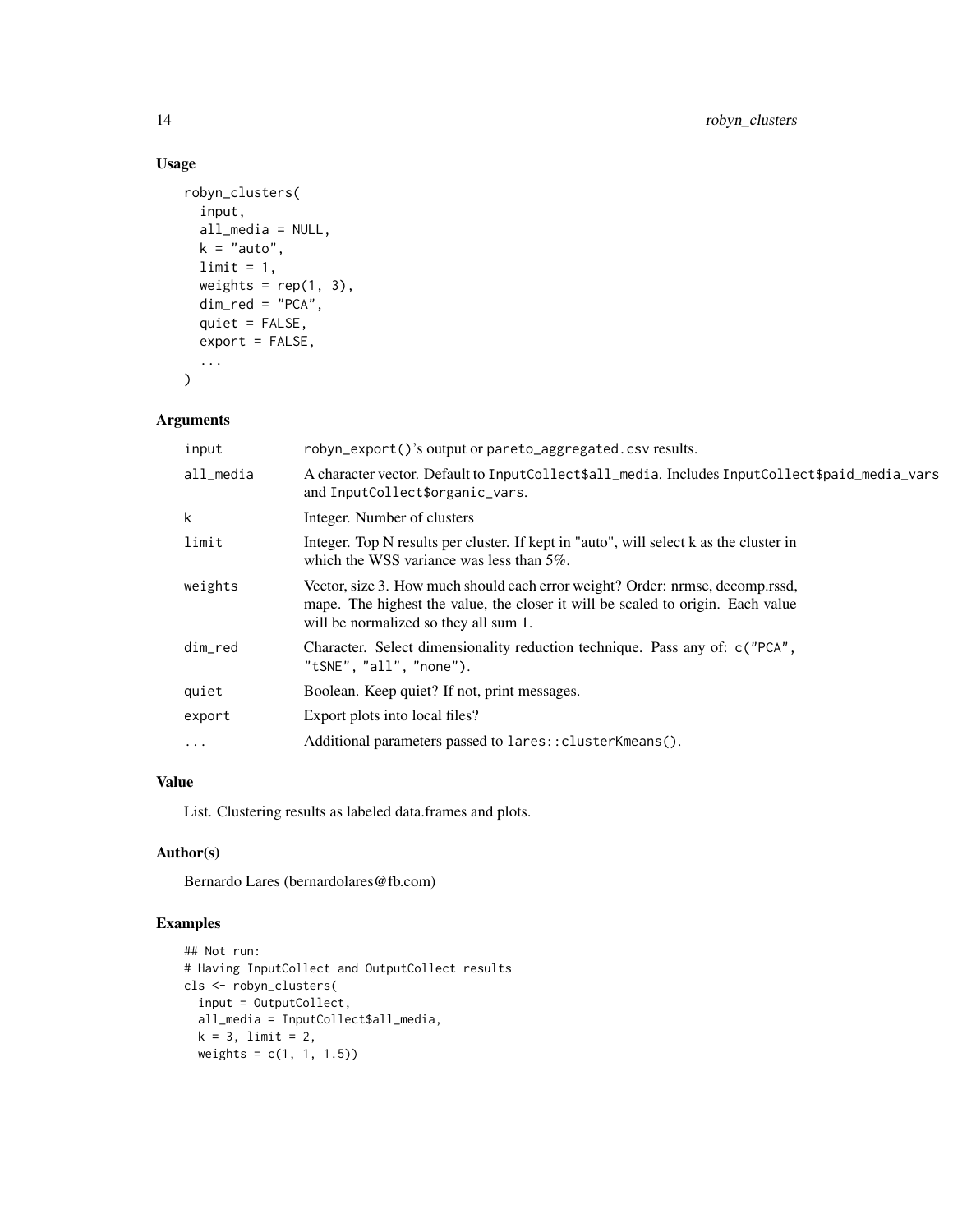## Usage

```
robyn_clusters(
  input,
  all_media = NULL,
  k = "auto",
  limit = 1,
  weights = rep(1, 3),
  dim_red = "PCA",
  quiet = FALSE,
  export = FALSE,
  ...
)
```

## Arguments

| | |
|---|---|
| input | robyn_export()'s output or pareto_aggregated.csv results. |
| all_media | A character vector. Default to InputCollect$all_media. Includes InputCollect$paid_media_vars and InputCollect$organic_vars. |
| k | Integer. Number of clusters |
| limit | Integer. Top N results per cluster. If kept in "auto", will select k as the cluster in which the WSS variance was less than 5%. |
| weights | Vector, size 3. How much should each error weight? Order: nrmse, decomp.rssd, mape. The highest the value, the closer it will be scaled to origin. Each value will be normalized so they all sum 1. |
| dim_red | Character. Select dimensionality reduction technique. Pass any of: c("PCA", "tSNE", "all", "none"). |
| quiet | Boolean. Keep quiet? If not, print messages. |
| export | Export plots into local files? |
| ... | Additional parameters passed to lares::clusterKmeans(). |

## Value

List. Clustering results as labeled data.frames and plots.

## Author(s)

Bernardo Lares (bernardolares@fb.com)

## Examples

```
## Not run:
# Having InputCollect and OutputCollect results
cls <- robyn_clusters(
  input = OutputCollect,
  all_media = InputCollect$all_media,
  k = 3, limit = 2,
  weights = c(1, 1, 1.5))
```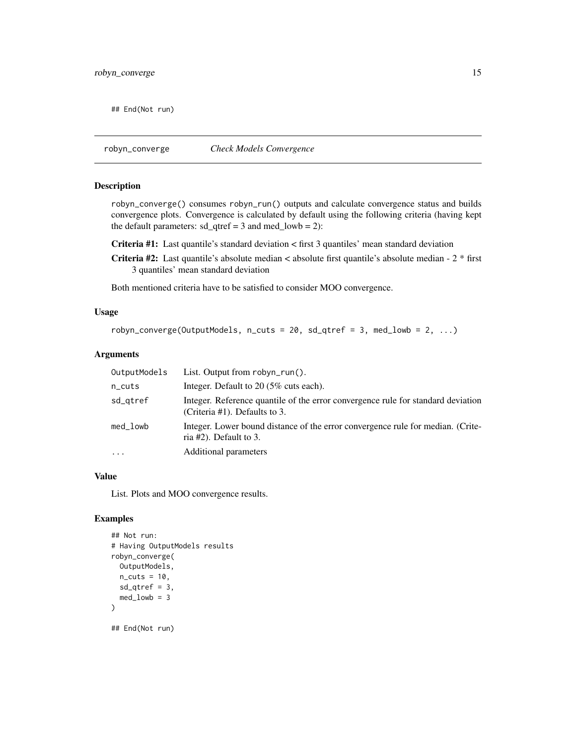```
## End(Not run)
```

## robyn_converge *Check Models Convergence*

### Description

robyn_converge() consumes robyn_run() outputs and calculate convergence status and builds convergence plots. Convergence is calculated by default using the following criteria (having kept the default parameters: sd_qtref = 3 and med_lowb = 2):

**Criteria #1:** Last quantile's standard deviation < first 3 quantiles' mean standard deviation

**Criteria #2:** Last quantile's absolute median < absolute first quantile's absolute median - 2 * first 3 quantiles' mean standard deviation

Both mentioned criteria have to be satisfied to consider MOO convergence.

### Usage

```
robyn_converge(OutputModels, n_cuts = 20, sd_qtref = 3, med_lowb = 2, ...)
```

### Arguments

| | |
|---|---|
| OutputModels | List. Output from robyn_run(). |
| n_cuts | Integer. Default to 20 (5% cuts each). |
| sd_qtref | Integer. Reference quantile of the error convergence rule for standard deviation (Criteria #1). Defaults to 3. |
| med_lowb | Integer. Lower bound distance of the error convergence rule for median. (Criteria #2). Default to 3. |
| ... | Additional parameters |

### Value

List. Plots and MOO convergence results.

### Examples

```
## Not run:
# Having OutputModels results
robyn_converge(
  OutputModels,
  n_cuts = 10,
  sd_qtref = 3,
  med_lowb = 3
)

## End(Not run)
```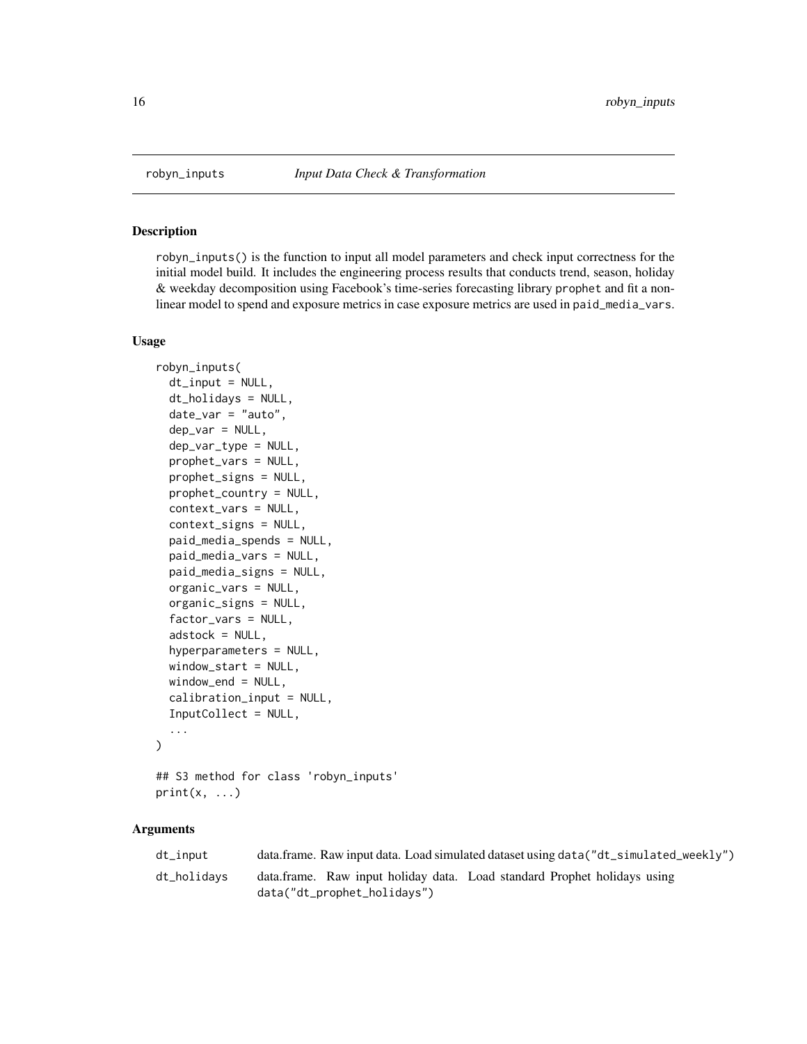## robyn_inputs — *Input Data Check & Transformation*

### Description

robyn_inputs() is the function to input all model parameters and check input correctness for the initial model build. It includes the engineering process results that conducts trend, season, holiday & weekday decomposition using Facebook's time-series forecasting library prophet and fit a non-linear model to spend and exposure metrics in case exposure metrics are used in paid_media_vars.

### Usage

```
robyn_inputs(
  dt_input = NULL,
  dt_holidays = NULL,
  date_var = "auto",
  dep_var = NULL,
  dep_var_type = NULL,
  prophet_vars = NULL,
  prophet_signs = NULL,
  prophet_country = NULL,
  context_vars = NULL,
  context_signs = NULL,
  paid_media_spends = NULL,
  paid_media_vars = NULL,
  paid_media_signs = NULL,
  organic_vars = NULL,
  organic_signs = NULL,
  factor_vars = NULL,
  adstock = NULL,
  hyperparameters = NULL,
  window_start = NULL,
  window_end = NULL,
  calibration_input = NULL,
  InputCollect = NULL,
  ...
)

## S3 method for class 'robyn_inputs'
print(x, ...)
```

### Arguments

| | |
|---|---|
| dt_input | data.frame. Raw input data. Load simulated dataset using data("dt_simulated_weekly") |
| dt_holidays | data.frame. Raw input holiday data. Load standard Prophet holidays using data("dt_prophet_holidays") |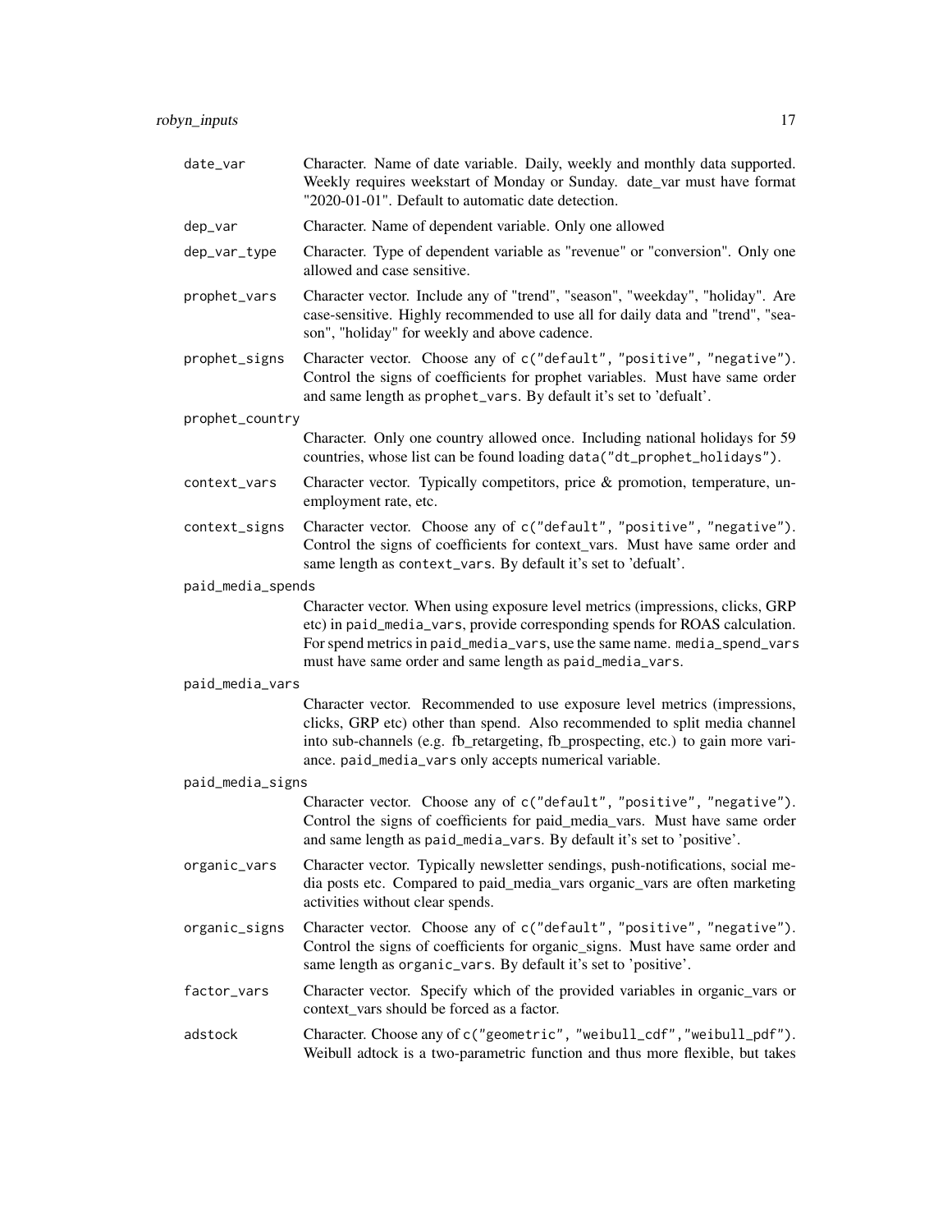date_var
: Character. Name of date variable. Daily, weekly and monthly data supported. Weekly requires weekstart of Monday or Sunday. date_var must have format "2020-01-01". Default to automatic date detection.

dep_var
: Character. Name of dependent variable. Only one allowed

dep_var_type
: Character. Type of dependent variable as "revenue" or "conversion". Only one allowed and case sensitive.

prophet_vars
: Character vector. Include any of "trend", "season", "weekday", "holiday". Are case-sensitive. Highly recommended to use all for daily data and "trend", "season", "holiday" for weekly and above cadence.

prophet_signs
: Character vector. Choose any of `c("default", "positive", "negative")`. Control the signs of coefficients for prophet variables. Must have same order and same length as `prophet_vars`. By default it's set to 'defualt'.

prophet_country
: Character. Only one country allowed once. Including national holidays for 59 countries, whose list can be found loading `data("dt_prophet_holidays")`.

context_vars
: Character vector. Typically competitors, price & promotion, temperature, unemployment rate, etc.

context_signs
: Character vector. Choose any of `c("default", "positive", "negative")`. Control the signs of coefficients for context_vars. Must have same order and same length as `context_vars`. By default it's set to 'defualt'.

paid_media_spends
: Character vector. When using exposure level metrics (impressions, clicks, GRP etc) in `paid_media_vars`, provide corresponding spends for ROAS calculation. For spend metrics in `paid_media_vars`, use the same name. `media_spend_vars` must have same order and same length as `paid_media_vars`.

paid_media_vars
: Character vector. Recommended to use exposure level metrics (impressions, clicks, GRP etc) other than spend. Also recommended to split media channel into sub-channels (e.g. fb_retargeting, fb_prospecting, etc.) to gain more variance. `paid_media_vars` only accepts numerical variable.

paid_media_signs
: Character vector. Choose any of `c("default", "positive", "negative")`. Control the signs of coefficients for paid_media_vars. Must have same order and same length as `paid_media_vars`. By default it's set to 'positive'.

organic_vars
: Character vector. Typically newsletter sendings, push-notifications, social media posts etc. Compared to paid_media_vars organic_vars are often marketing activities without clear spends.

organic_signs
: Character vector. Choose any of `c("default", "positive", "negative")`. Control the signs of coefficients for organic_signs. Must have same order and same length as `organic_vars`. By default it's set to 'positive'.

factor_vars
: Character vector. Specify which of the provided variables in organic_vars or context_vars should be forced as a factor.

adstock
: Character. Choose any of `c("geometric", "weibull_cdf","weibull_pdf")`. Weibull adtock is a two-parametric function and thus more flexible, but takes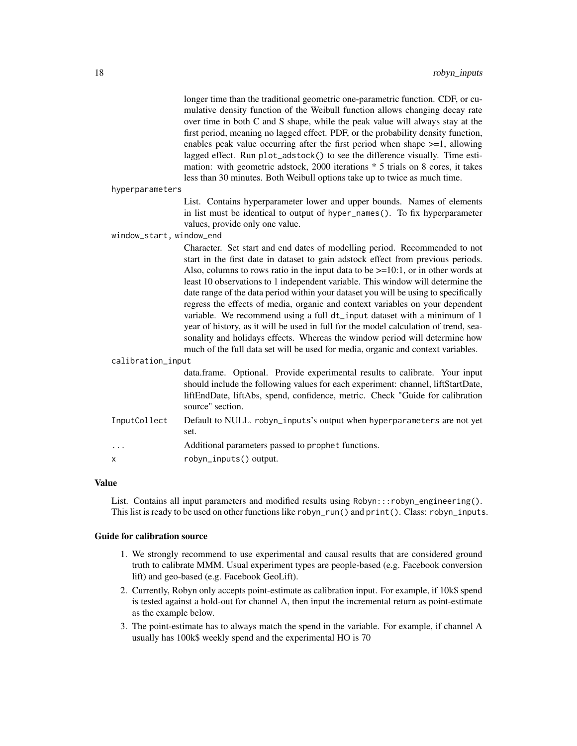longer time than the traditional geometric one-parametric function. CDF, or cumulative density function of the Weibull function allows changing decay rate over time in both C and S shape, while the peak value will always stay at the first period, meaning no lagged effect. PDF, or the probability density function, enables peak value occurring after the first period when shape >=1, allowing lagged effect. Run `plot_adstock()` to see the difference visually. Time estimation: with geometric adstock, 2000 iterations * 5 trials on 8 cores, it takes less than 30 minutes. Both Weibull options take up to twice as much time.

`hyperparameters`
: List. Contains hyperparameter lower and upper bounds. Names of elements in list must be identical to output of `hyper_names()`. To fix hyperparameter values, provide only one value.

`window_start, window_end`
: Character. Set start and end dates of modelling period. Recommended to not start in the first date in dataset to gain adstock effect from previous periods. Also, columns to rows ratio in the input data to be >=10:1, or in other words at least 10 observations to 1 independent variable. This window will determine the date range of the data period within your dataset you will be using to specifically regress the effects of media, organic and context variables on your dependent variable. We recommend using a full `dt_input` dataset with a minimum of 1 year of history, as it will be used in full for the model calculation of trend, seasonality and holidays effects. Whereas the window period will determine how much of the full data set will be used for media, organic and context variables.

`calibration_input`
: data.frame. Optional. Provide experimental results to calibrate. Your input should include the following values for each experiment: channel, liftStartDate, liftEndDate, liftAbs, spend, confidence, metric. Check "Guide for calibration source" section.

`InputCollect`
: Default to NULL. `robyn_inputs`'s output when `hyperparameters` are not yet set.

`...`
: Additional parameters passed to `prophet` functions.

`x`
: `robyn_inputs()` output.

### Value

List. Contains all input parameters and modified results using `Robyn:::robyn_engineering()`. This list is ready to be used on other functions like `robyn_run()` and `print()`. Class: `robyn_inputs`.

### Guide for calibration source

1. We strongly recommend to use experimental and causal results that are considered ground truth to calibrate MMM. Usual experiment types are people-based (e.g. Facebook conversion lift) and geo-based (e.g. Facebook GeoLift).
2. Currently, Robyn only accepts point-estimate as calibration input. For example, if 10k$ spend is tested against a hold-out for channel A, then input the incremental return as point-estimate as the example below.
3. The point-estimate has to always match the spend in the variable. For example, if channel A usually has 100k$ weekly spend and the experimental HO is 70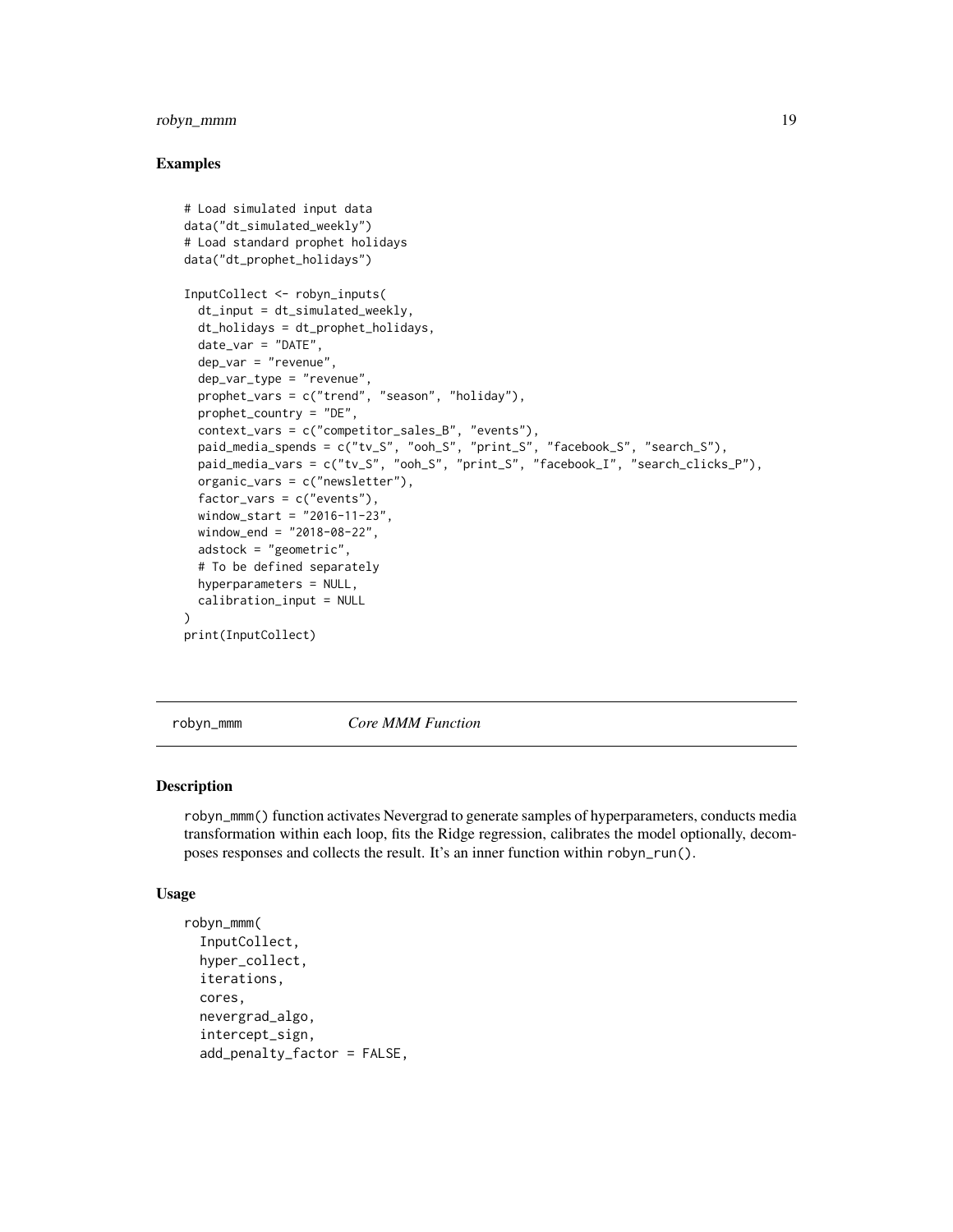### Examples

```
# Load simulated input data
data("dt_simulated_weekly")
# Load standard prophet holidays
data("dt_prophet_holidays")

InputCollect <- robyn_inputs(
  dt_input = dt_simulated_weekly,
  dt_holidays = dt_prophet_holidays,
  date_var = "DATE",
  dep_var = "revenue",
  dep_var_type = "revenue",
  prophet_vars = c("trend", "season", "holiday"),
  prophet_country = "DE",
  context_vars = c("competitor_sales_B", "events"),
  paid_media_spends = c("tv_S", "ooh_S", "print_S", "facebook_S", "search_S"),
  paid_media_vars = c("tv_S", "ooh_S", "print_S", "facebook_I", "search_clicks_P"),
  organic_vars = c("newsletter"),
  factor_vars = c("events"),
  window_start = "2016-11-23",
  window_end = "2018-08-22",
  adstock = "geometric",
  # To be defined separately
  hyperparameters = NULL,
  calibration_input = NULL
)
print(InputCollect)
```

## robyn_mmm — *Core MMM Function*

### Description

robyn_mmm() function activates Nevergrad to generate samples of hyperparameters, conducts media transformation within each loop, fits the Ridge regression, calibrates the model optionally, decomposes responses and collects the result. It's an inner function within robyn_run().

### Usage

```
robyn_mmm(
  InputCollect,
  hyper_collect,
  iterations,
  cores,
  nevergrad_algo,
  intercept_sign,
  add_penalty_factor = FALSE,
```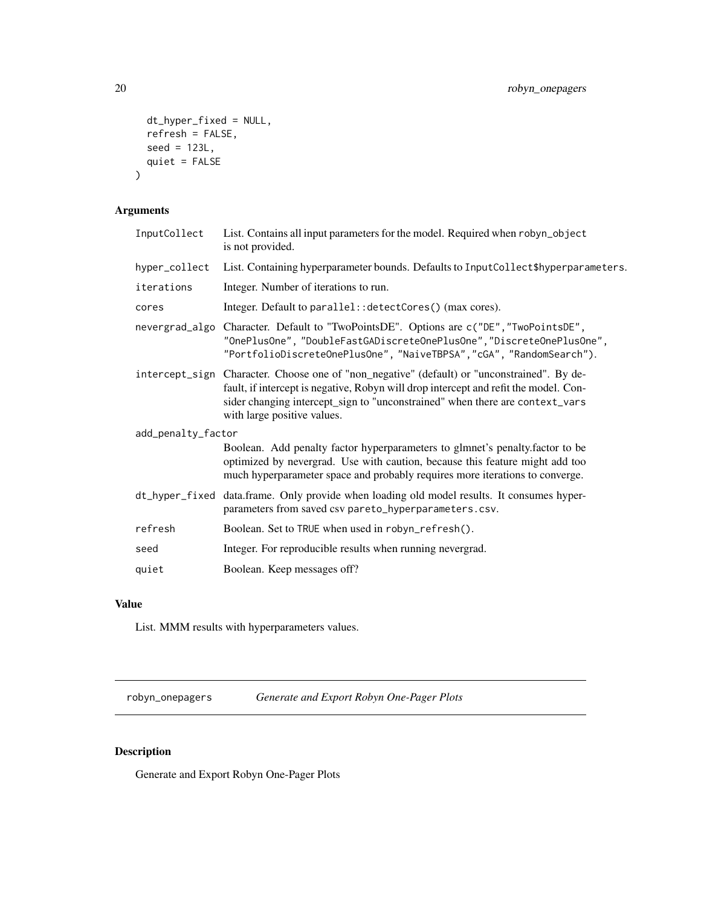```
  dt_hyper_fixed = NULL,
  refresh = FALSE,
  seed = 123L,
  quiet = FALSE
)
```

## Arguments

| | |
|---|---|
| InputCollect | List. Contains all input parameters for the model. Required when robyn_object is not provided. |
| hyper_collect | List. Containing hyperparameter bounds. Defaults to InputCollect$hyperparameters. |
| iterations | Integer. Number of iterations to run. |
| cores | Integer. Default to parallel::detectCores() (max cores). |
| nevergrad_algo | Character. Default to "TwoPointsDE". Options are c("DE","TwoPointsDE", "OnePlusOne", "DoubleFastGADiscreteOnePlusOne","DiscreteOnePlusOne", "PortfolioDiscreteOnePlusOne", "NaiveTBPSA","cGA", "RandomSearch"). |
| intercept_sign | Character. Choose one of "non_negative" (default) or "unconstrained". By default, if intercept is negative, Robyn will drop intercept and refit the model. Consider changing intercept_sign to "unconstrained" when there are context_vars with large positive values. |
| add_penalty_factor | Boolean. Add penalty factor hyperparameters to glmnet's penalty.factor to be optimized by nevergrad. Use with caution, because this feature might add too much hyperparameter space and probably requires more iterations to converge. |
| dt_hyper_fixed | data.frame. Only provide when loading old model results. It consumes hyperparameters from saved csv pareto_hyperparameters.csv. |
| refresh | Boolean. Set to TRUE when used in robyn_refresh(). |
| seed | Integer. For reproducible results when running nevergrad. |
| quiet | Boolean. Keep messages off? |

## Value

List. MMM results with hyperparameters values.

---

# robyn_onepagers — *Generate and Export Robyn One-Pager Plots*

## Description

Generate and Export Robyn One-Pager Plots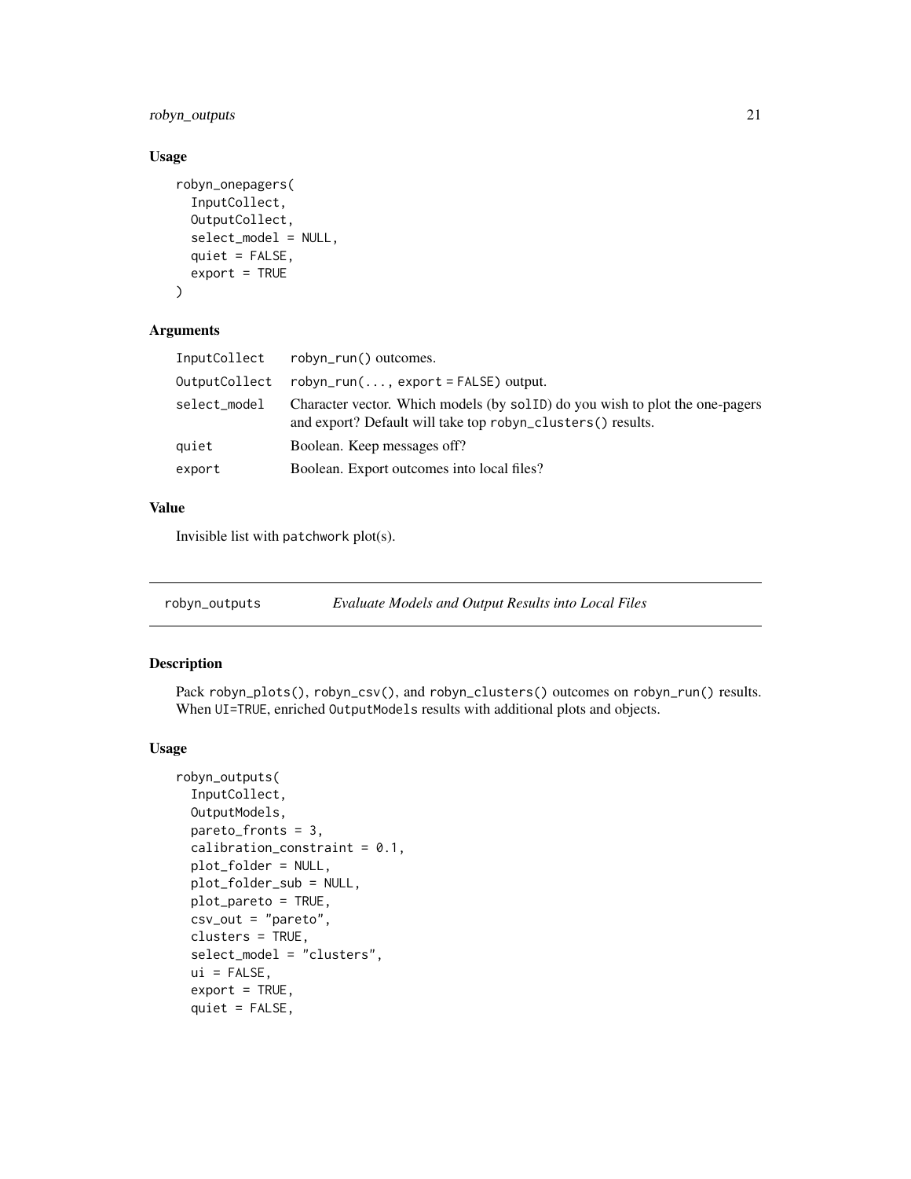### Usage

```
robyn_onepagers(
  InputCollect,
  OutputCollect,
  select_model = NULL,
  quiet = FALSE,
  export = TRUE
)
```

### Arguments

| | |
|---|---|
| `InputCollect` | `robyn_run()` outcomes. |
| `OutputCollect` | `robyn_run(..., export = FALSE)` output. |
| `select_model` | Character vector. Which models (by `solID`) do you wish to plot the one-pagers and export? Default will take top `robyn_clusters()` results. |
| `quiet` | Boolean. Keep messages off? |
| `export` | Boolean. Export outcomes into local files? |

### Value

Invisible list with `patchwork` plot(s).

---

## robyn_outputs — *Evaluate Models and Output Results into Local Files*

---

### Description

Pack `robyn_plots()`, `robyn_csv()`, and `robyn_clusters()` outcomes on `robyn_run()` results. When `UI=TRUE`, enriched `OutputModels` results with additional plots and objects.

### Usage

```
robyn_outputs(
  InputCollect,
  OutputModels,
  pareto_fronts = 3,
  calibration_constraint = 0.1,
  plot_folder = NULL,
  plot_folder_sub = NULL,
  plot_pareto = TRUE,
  csv_out = "pareto",
  clusters = TRUE,
  select_model = "clusters",
  ui = FALSE,
  export = TRUE,
  quiet = FALSE,
```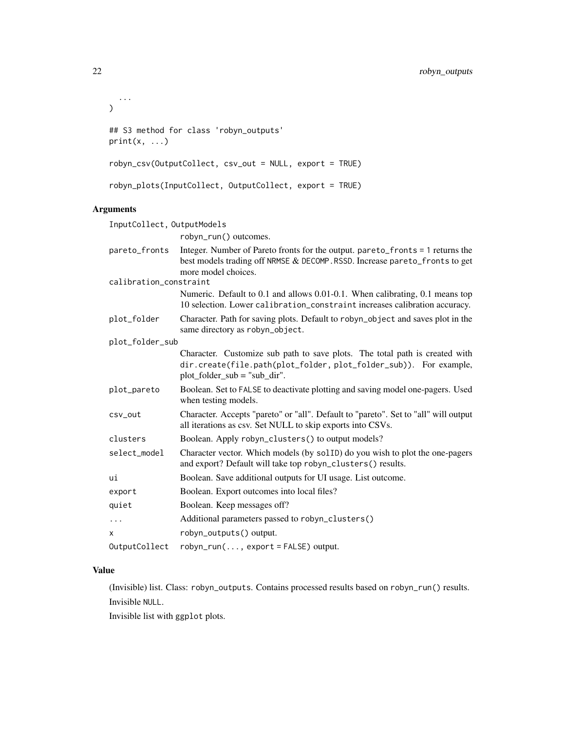```
  ...
)

## S3 method for class 'robyn_outputs'
print(x, ...)

robyn_csv(OutputCollect, csv_out = NULL, export = TRUE)

robyn_plots(InputCollect, OutputCollect, export = TRUE)
```

### Arguments

| Argument | Description |
| --- | --- |
| InputCollect, OutputModels | robyn_run() outcomes. |
| pareto_fronts | Integer. Number of Pareto fronts for the output. pareto_fronts = 1 returns the best models trading off NRMSE & DECOMP.RSSD. Increase pareto_fronts to get more model choices. |
| calibration_constraint | Numeric. Default to 0.1 and allows 0.01-0.1. When calibrating, 0.1 means top 10 selection. Lower calibration_constraint increases calibration accuracy. |
| plot_folder | Character. Path for saving plots. Default to robyn_object and saves plot in the same directory as robyn_object. |
| plot_folder_sub | Character. Customize sub path to save plots. The total path is created with dir.create(file.path(plot_folder, plot_folder_sub)). For example, plot_folder_sub = "sub_dir". |
| plot_pareto | Boolean. Set to FALSE to deactivate plotting and saving model one-pagers. Used when testing models. |
| csv_out | Character. Accepts "pareto" or "all". Default to "pareto". Set to "all" will output all iterations as csv. Set NULL to skip exports into CSVs. |
| clusters | Boolean. Apply robyn_clusters() to output models? |
| select_model | Character vector. Which models (by solID) do you wish to plot the one-pagers and export? Default will take top robyn_clusters() results. |
| ui | Boolean. Save additional outputs for UI usage. List outcome. |
| export | Boolean. Export outcomes into local files? |
| quiet | Boolean. Keep messages off? |
| ... | Additional parameters passed to robyn_clusters() |
| x | robyn_outputs() output. |
| OutputCollect | robyn_run(..., export = FALSE) output. |

### Value

(Invisible) list. Class: robyn_outputs. Contains processed results based on robyn_run() results.

Invisible NULL.

Invisible list with ggplot plots.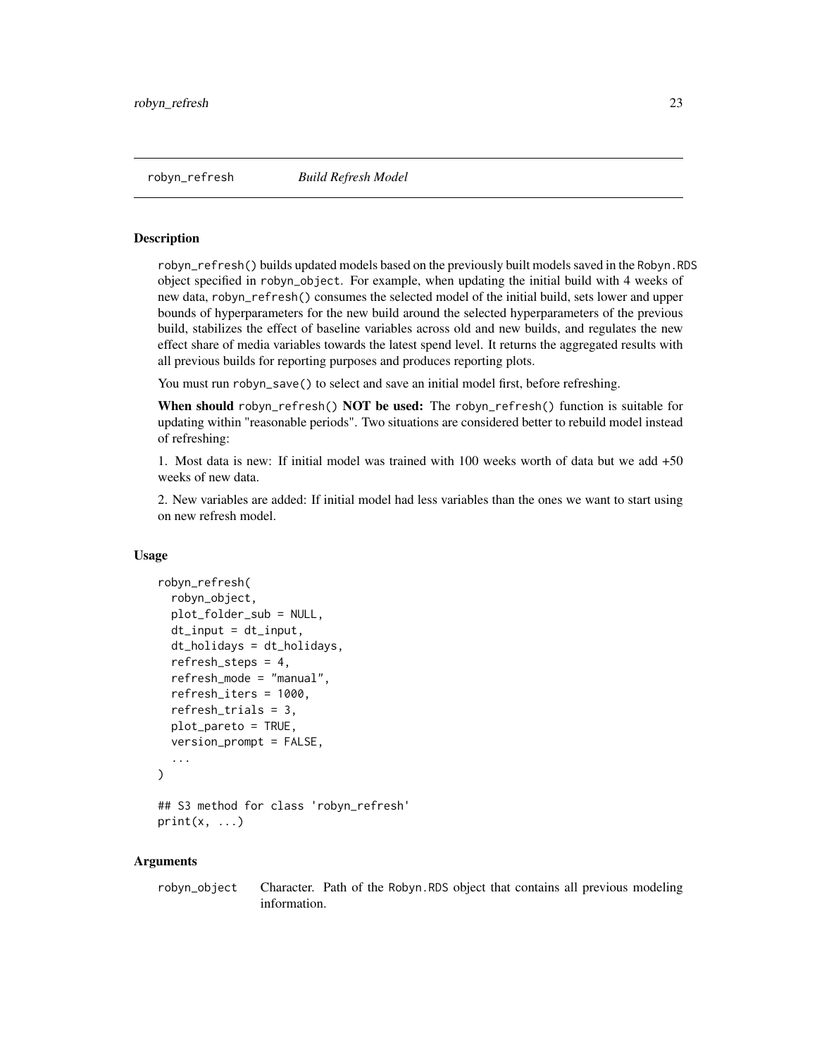## robyn_refresh — *Build Refresh Model*

### Description

robyn_refresh() builds updated models based on the previously built models saved in the Robyn.RDS object specified in robyn_object. For example, when updating the initial build with 4 weeks of new data, robyn_refresh() consumes the selected model of the initial build, sets lower and upper bounds of hyperparameters for the new build around the selected hyperparameters of the previous build, stabilizes the effect of baseline variables across old and new builds, and regulates the new effect share of media variables towards the latest spend level. It returns the aggregated results with all previous builds for reporting purposes and produces reporting plots.

You must run robyn_save() to select and save an initial model first, before refreshing.

**When should** robyn_refresh() **NOT be used:** The robyn_refresh() function is suitable for updating within "reasonable periods". Two situations are considered better to rebuild model instead of refreshing:

1. Most data is new: If initial model was trained with 100 weeks worth of data but we add +50 weeks of new data.

2. New variables are added: If initial model had less variables than the ones we want to start using on new refresh model.

### Usage

```
robyn_refresh(
  robyn_object,
  plot_folder_sub = NULL,
  dt_input = dt_input,
  dt_holidays = dt_holidays,
  refresh_steps = 4,
  refresh_mode = "manual",
  refresh_iters = 1000,
  refresh_trials = 3,
  plot_pareto = TRUE,
  version_prompt = FALSE,
  ...
)

## S3 method for class 'robyn_refresh'
print(x, ...)
```

### Arguments

| | |
|---|---|
| robyn_object | Character. Path of the Robyn.RDS object that contains all previous modeling information. |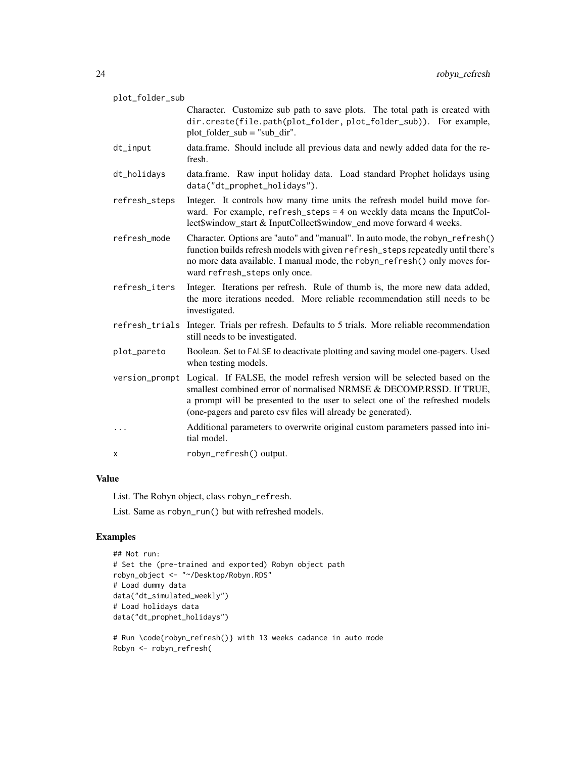plot_folder_sub
: Character. Customize sub path to save plots. The total path is created with `dir.create(file.path(plot_folder, plot_folder_sub))`. For example, plot_folder_sub = "sub_dir".

dt_input
: data.frame. Should include all previous data and newly added data for the refresh.

dt_holidays
: data.frame. Raw input holiday data. Load standard Prophet holidays using `data("dt_prophet_holidays")`.

refresh_steps
: Integer. It controls how many time units the refresh model build move forward. For example, `refresh_steps = 4` on weekly data means the InputCollect$window_start & InputCollect$window_end move forward 4 weeks.

refresh_mode
: Character. Options are "auto" and "manual". In auto mode, the `robyn_refresh()` function builds refresh models with given `refresh_steps` repeatedly until there's no more data available. I manual mode, the `robyn_refresh()` only moves forward `refresh_steps` only once.

refresh_iters
: Integer. Iterations per refresh. Rule of thumb is, the more new data added, the more iterations needed. More reliable recommendation still needs to be investigated.

refresh_trials
: Integer. Trials per refresh. Defaults to 5 trials. More reliable recommendation still needs to be investigated.

plot_pareto
: Boolean. Set to `FALSE` to deactivate plotting and saving model one-pagers. Used when testing models.

version_prompt
: Logical. If FALSE, the model refresh version will be selected based on the smallest combined error of normalised NRMSE & DECOMP.RSSD. If TRUE, a prompt will be presented to the user to select one of the refreshed models (one-pagers and pareto csv files will already be generated).

...
: Additional parameters to overwrite original custom parameters passed into initial model.

x
: `robyn_refresh()` output.

## Value

List. The Robyn object, class `robyn_refresh`.

List. Same as `robyn_run()` but with refreshed models.

## Examples

```
## Not run:
# Set the (pre-trained and exported) Robyn object path
robyn_object <- "~/Desktop/Robyn.RDS"
# Load dummy data
data("dt_simulated_weekly")
# Load holidays data
data("dt_prophet_holidays")

# Run \code{robyn_refresh()} with 13 weeks cadance in auto mode
Robyn <- robyn_refresh(
```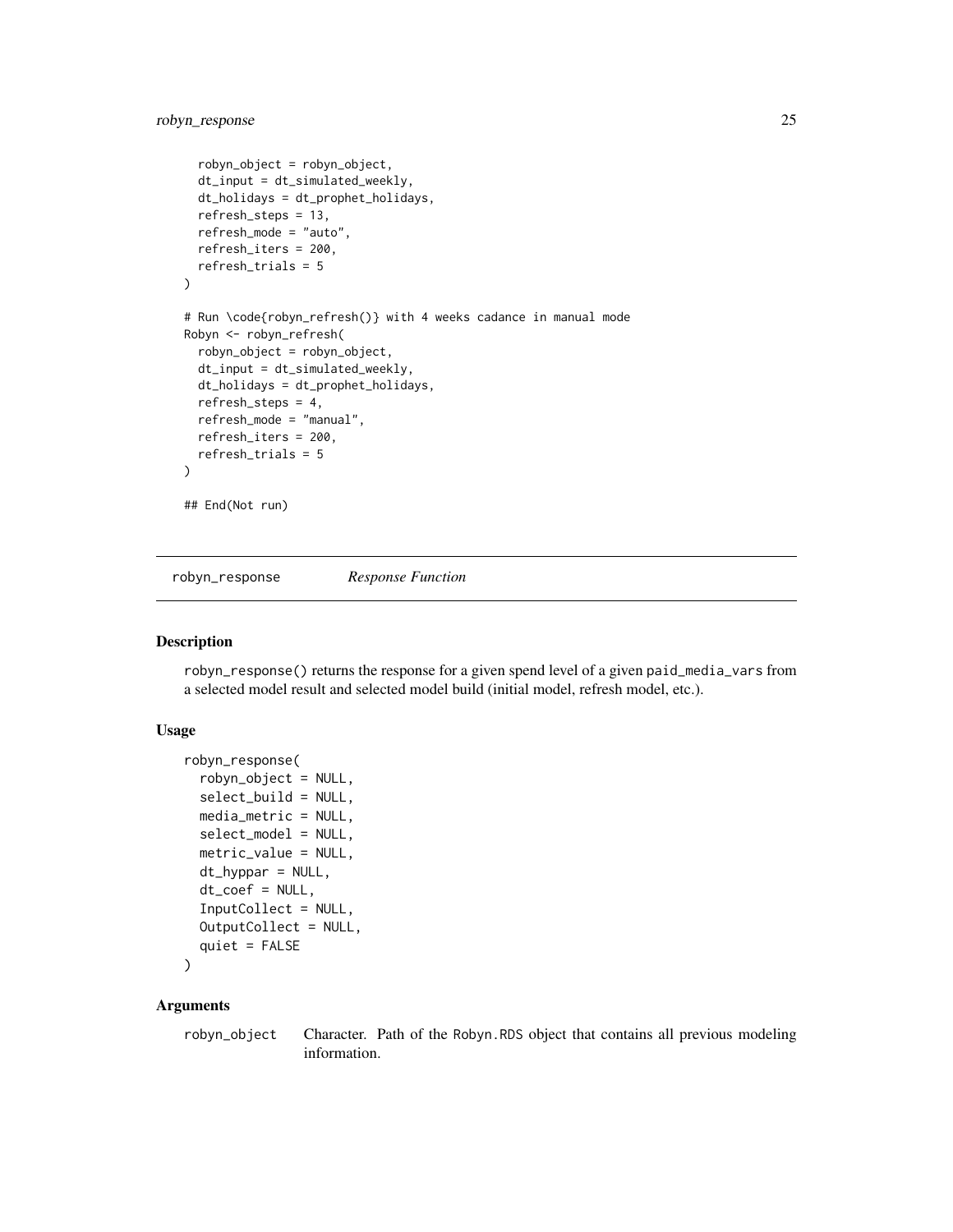```
  robyn_object = robyn_object,
  dt_input = dt_simulated_weekly,
  dt_holidays = dt_prophet_holidays,
  refresh_steps = 13,
  refresh_mode = "auto",
  refresh_iters = 200,
  refresh_trials = 5
)

# Run \code{robyn_refresh()} with 4 weeks cadance in manual mode
Robyn <- robyn_refresh(
  robyn_object = robyn_object,
  dt_input = dt_simulated_weekly,
  dt_holidays = dt_prophet_holidays,
  refresh_steps = 4,
  refresh_mode = "manual",
  refresh_iters = 200,
  refresh_trials = 5
)

## End(Not run)
```

---

## robyn_response *Response Function*

---

### Description

robyn_response() returns the response for a given spend level of a given paid_media_vars from a selected model result and selected model build (initial model, refresh model, etc.).

### Usage

```
robyn_response(
  robyn_object = NULL,
  select_build = NULL,
  media_metric = NULL,
  select_model = NULL,
  metric_value = NULL,
  dt_hyppar = NULL,
  dt_coef = NULL,
  InputCollect = NULL,
  OutputCollect = NULL,
  quiet = FALSE
)
```

### Arguments

robyn_object — Character. Path of the Robyn.RDS object that contains all previous modeling information.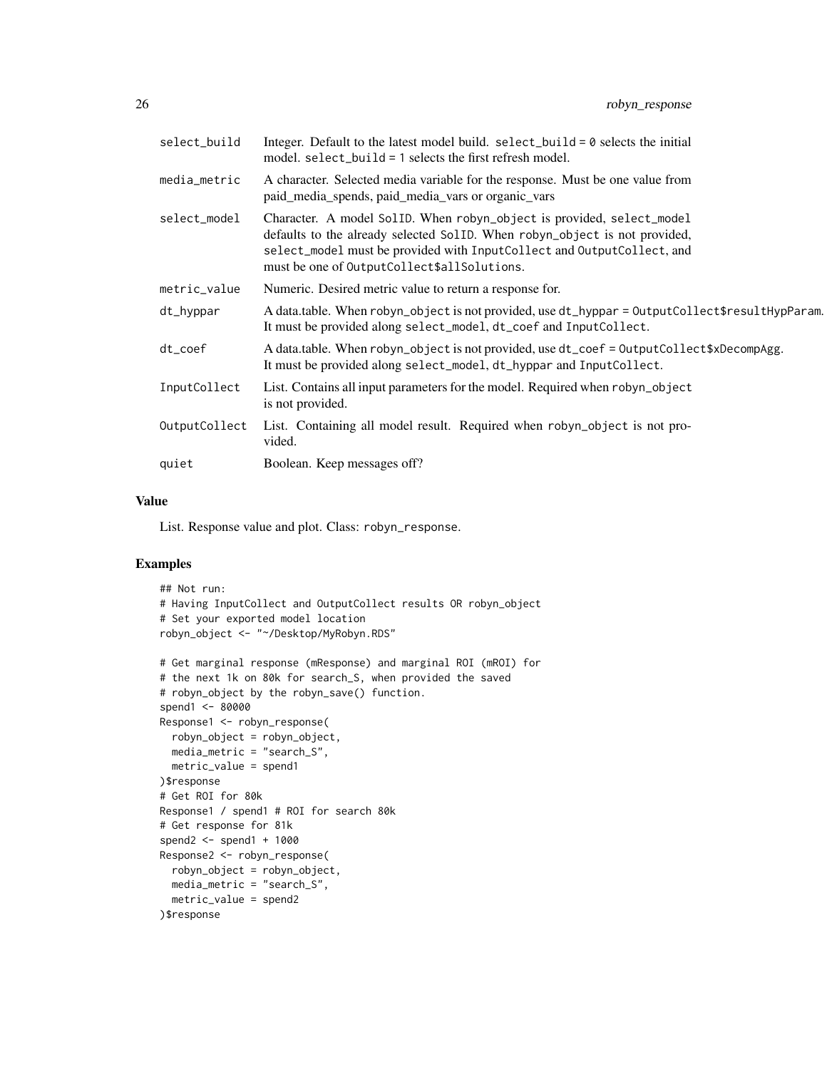| | |
|---|---|
| select_build | Integer. Default to the latest model build. select_build = 0 selects the initial model. select_build = 1 selects the first refresh model. |
| media_metric | A character. Selected media variable for the response. Must be one value from paid_media_spends, paid_media_vars or organic_vars |
| select_model | Character. A model SolID. When robyn_object is provided, select_model defaults to the already selected SolID. When robyn_object is not provided, select_model must be provided with InputCollect and OutputCollect, and must be one of OutputCollect$allSolutions. |
| metric_value | Numeric. Desired metric value to return a response for. |
| dt_hyppar | A data.table. When robyn_object is not provided, use dt_hyppar = OutputCollect$resultHypParam. It must be provided along select_model, dt_coef and InputCollect. |
| dt_coef | A data.table. When robyn_object is not provided, use dt_coef = OutputCollect$xDecompAgg. It must be provided along select_model, dt_hyppar and InputCollect. |
| InputCollect | List. Contains all input parameters for the model. Required when robyn_object is not provided. |
| OutputCollect | List. Containing all model result. Required when robyn_object is not provided. |
| quiet | Boolean. Keep messages off? |

### Value

List. Response value and plot. Class: robyn_response.

### Examples

```
## Not run:
# Having InputCollect and OutputCollect results OR robyn_object
# Set your exported model location
robyn_object <- "~/Desktop/MyRobyn.RDS"

# Get marginal response (mResponse) and marginal ROI (mROI) for
# the next 1k on 80k for search_S, when provided the saved
# robyn_object by the robyn_save() function.
spend1 <- 80000
Response1 <- robyn_response(
  robyn_object = robyn_object,
  media_metric = "search_S",
  metric_value = spend1
)$response
# Get ROI for 80k
Response1 / spend1 # ROI for search 80k
# Get response for 81k
spend2 <- spend1 + 1000
Response2 <- robyn_response(
  robyn_object = robyn_object,
  media_metric = "search_S",
  metric_value = spend2
)$response
```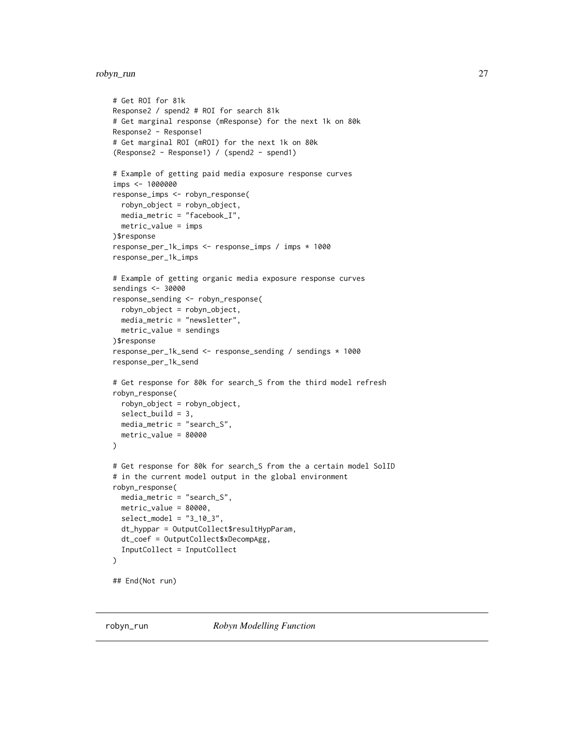```
# Get ROI for 81k
Response2 / spend2 # ROI for search 81k
# Get marginal response (mResponse) for the next 1k on 80k
Response2 - Response1
# Get marginal ROI (mROI) for the next 1k on 80k
(Response2 - Response1) / (spend2 - spend1)

# Example of getting paid media exposure response curves
imps <- 1000000
response_imps <- robyn_response(
  robyn_object = robyn_object,
  media_metric = "facebook_I",
  metric_value = imps
)$response
response_per_1k_imps <- response_imps / imps * 1000
response_per_1k_imps

# Example of getting organic media exposure response curves
sendings <- 30000
response_sending <- robyn_response(
  robyn_object = robyn_object,
  media_metric = "newsletter",
  metric_value = sendings
)$response
response_per_1k_send <- response_sending / sendings * 1000
response_per_1k_send

# Get response for 80k for search_S from the third model refresh
robyn_response(
  robyn_object = robyn_object,
  select_build = 3,
  media_metric = "search_S",
  metric_value = 80000
)

# Get response for 80k for search_S from the a certain model SolID
# in the current model output in the global environment
robyn_response(
  media_metric = "search_S",
  metric_value = 80000,
  select_model = "3_10_3",
  dt_hyppar = OutputCollect$resultHypParam,
  dt_coef = OutputCollect$xDecompAgg,
  InputCollect = InputCollect
)

## End(Not run)
```

---

## robyn_run *Robyn Modelling Function*

---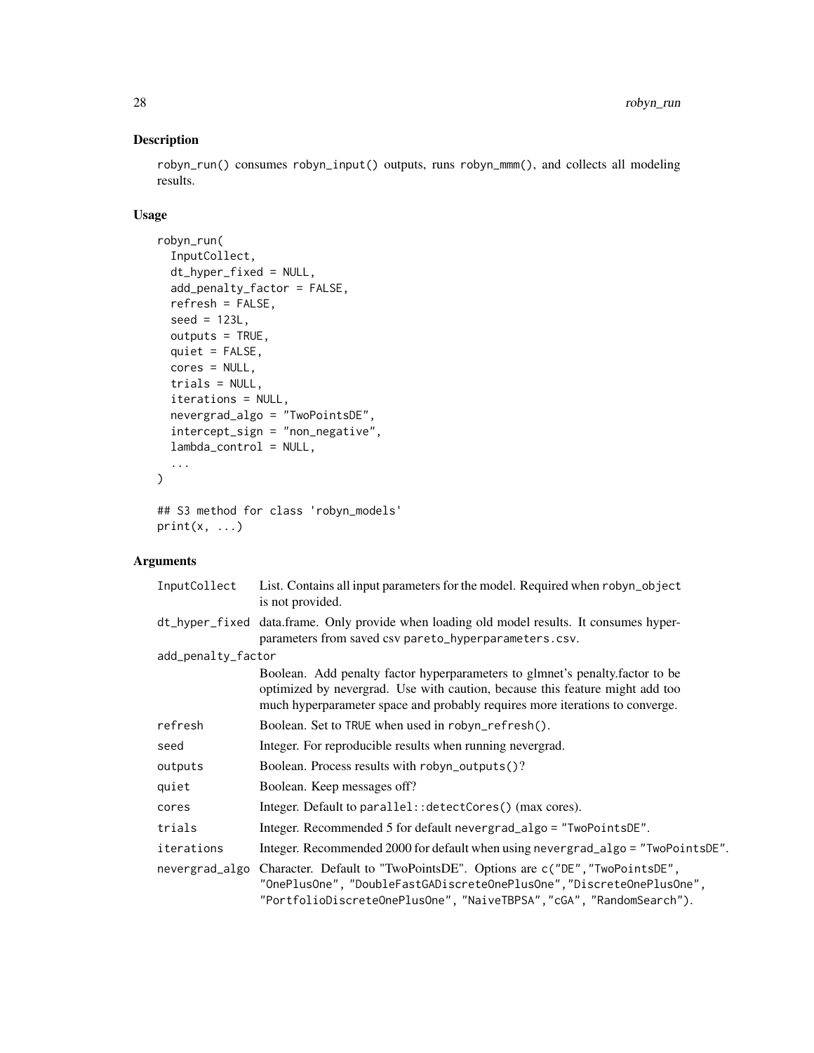## Description

robyn_run() consumes robyn_input() outputs, runs robyn_mmm(), and collects all modeling results.

## Usage

```
robyn_run(
  InputCollect,
  dt_hyper_fixed = NULL,
  add_penalty_factor = FALSE,
  refresh = FALSE,
  seed = 123L,
  outputs = TRUE,
  quiet = FALSE,
  cores = NULL,
  trials = NULL,
  iterations = NULL,
  nevergrad_algo = "TwoPointsDE",
  intercept_sign = "non_negative",
  lambda_control = NULL,
  ...
)

## S3 method for class 'robyn_models'
print(x, ...)
```

## Arguments

| | |
|---|---|
| InputCollect | List. Contains all input parameters for the model. Required when robyn_object is not provided. |
| dt_hyper_fixed | data.frame. Only provide when loading old model results. It consumes hyperparameters from saved csv pareto_hyperparameters.csv. |
| add_penalty_factor | Boolean. Add penalty factor hyperparameters to glmnet's penalty.factor to be optimized by nevergrad. Use with caution, because this feature might add too much hyperparameter space and probably requires more iterations to converge. |
| refresh | Boolean. Set to TRUE when used in robyn_refresh(). |
| seed | Integer. For reproducible results when running nevergrad. |
| outputs | Boolean. Process results with robyn_outputs()? |
| quiet | Boolean. Keep messages off? |
| cores | Integer. Default to parallel::detectCores() (max cores). |
| trials | Integer. Recommended 5 for default nevergrad_algo = "TwoPointsDE". |
| iterations | Integer. Recommended 2000 for default when using nevergrad_algo = "TwoPointsDE". |
| nevergrad_algo | Character. Default to "TwoPointsDE". Options are c("DE","TwoPointsDE", "OnePlusOne", "DoubleFastGADiscreteOnePlusOne","DiscreteOnePlusOne", "PortfolioDiscreteOnePlusOne", "NaiveTBPSA","cGA", "RandomSearch"). |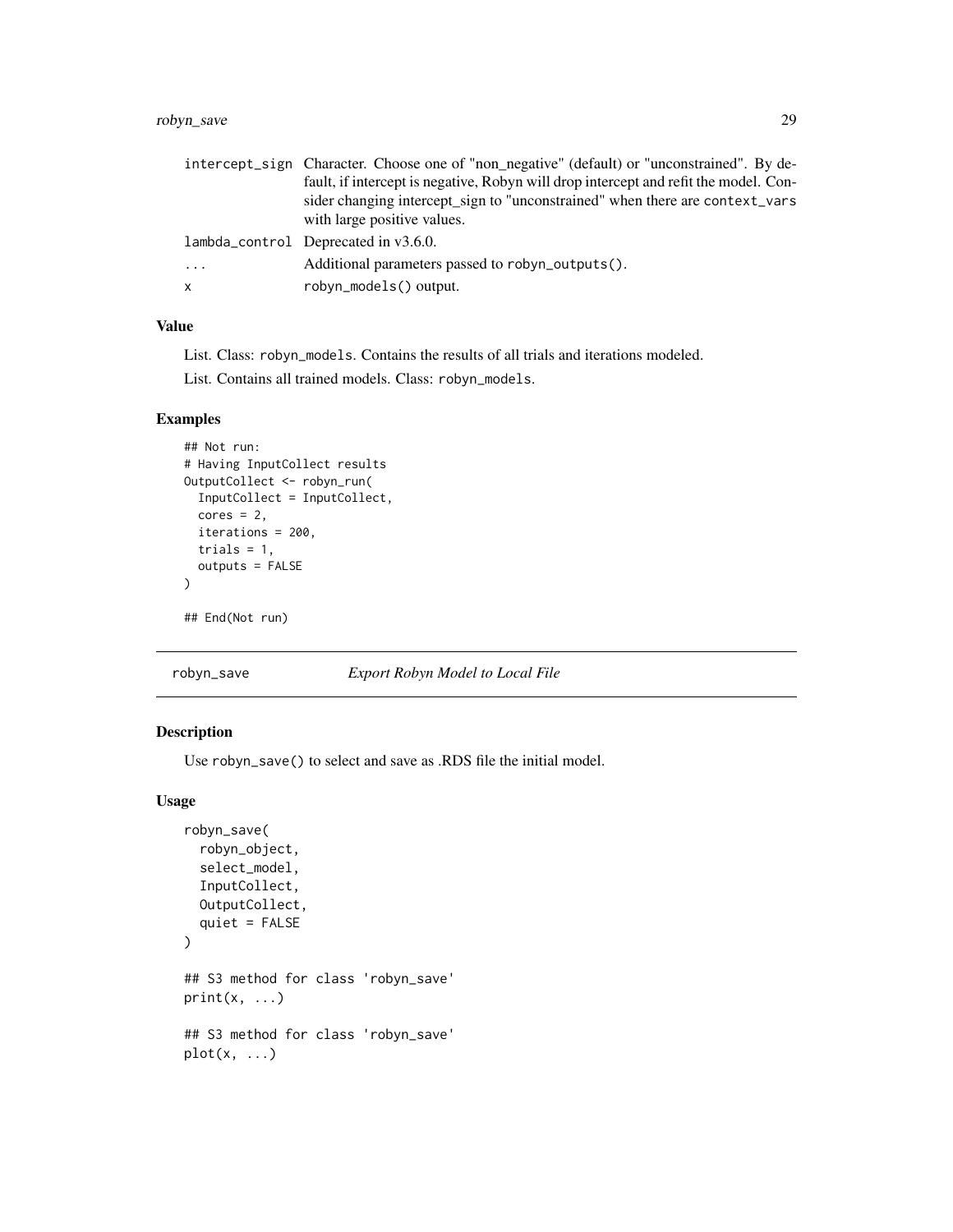| | |
|---|---|
| intercept_sign | Character. Choose one of "non_negative" (default) or "unconstrained". By default, if intercept is negative, Robyn will drop intercept and refit the model. Consider changing intercept_sign to "unconstrained" when there are context_vars with large positive values. |
| lambda_control | Deprecated in v3.6.0. |
| ... | Additional parameters passed to robyn_outputs(). |
| x | robyn_models() output. |

### Value

List. Class: robyn_models. Contains the results of all trials and iterations modeled.

List. Contains all trained models. Class: robyn_models.

### Examples

```
## Not run:
# Having InputCollect results
OutputCollect <- robyn_run(
  InputCollect = InputCollect,
  cores = 2,
  iterations = 200,
  trials = 1,
  outputs = FALSE
)

## End(Not run)
```

## robyn_save *Export Robyn Model to Local File*

### Description

Use robyn_save() to select and save as .RDS file the initial model.

### Usage

```
robyn_save(
  robyn_object,
  select_model,
  InputCollect,
  OutputCollect,
  quiet = FALSE
)

## S3 method for class 'robyn_save'
print(x, ...)

## S3 method for class 'robyn_save'
plot(x, ...)
```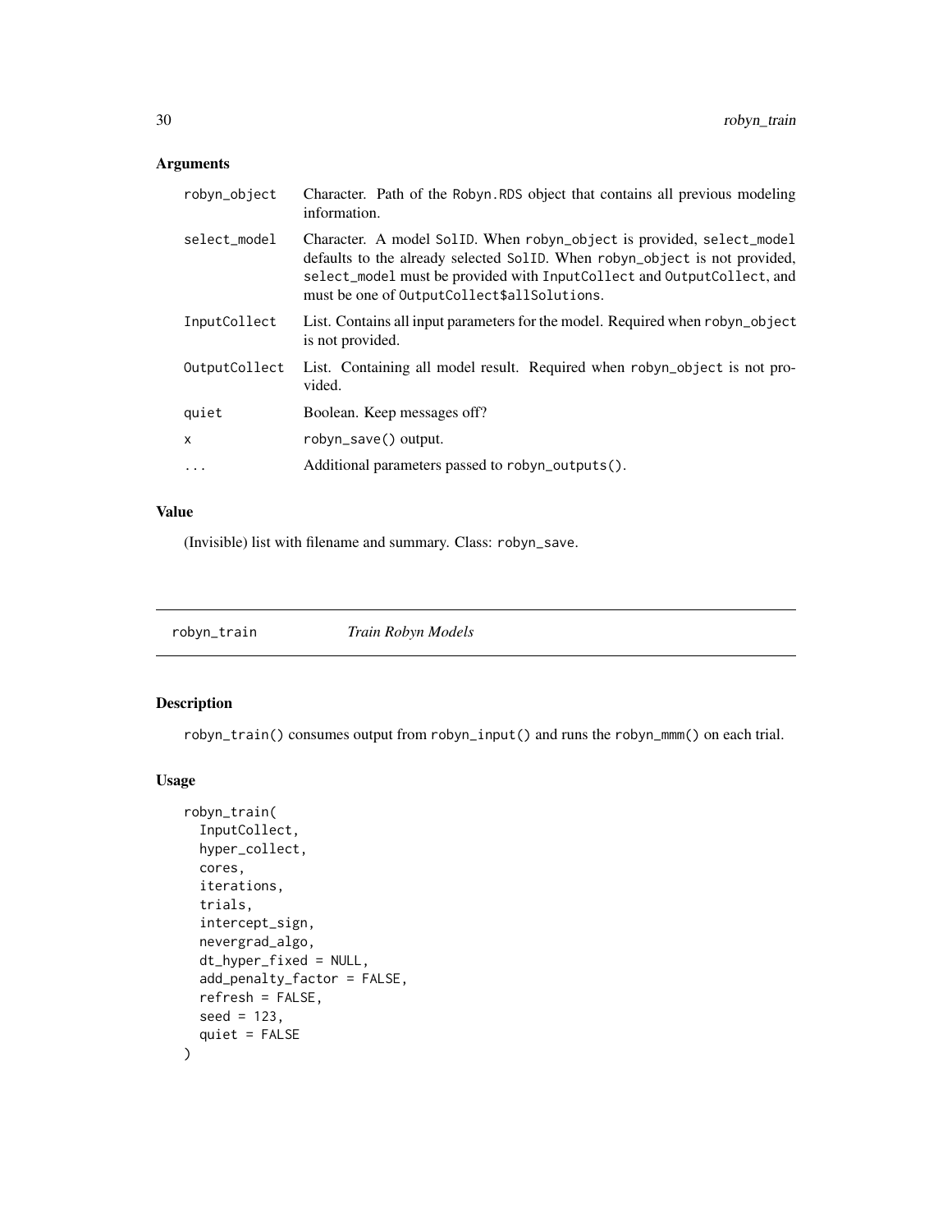## Arguments

| | |
|---|---|
| robyn_object | Character. Path of the Robyn.RDS object that contains all previous modeling information. |
| select_model | Character. A model SolID. When robyn_object is provided, select_model defaults to the already selected SolID. When robyn_object is not provided, select_model must be provided with InputCollect and OutputCollect, and must be one of OutputCollect$allSolutions. |
| InputCollect | List. Contains all input parameters for the model. Required when robyn_object is not provided. |
| OutputCollect | List. Containing all model result. Required when robyn_object is not provided. |
| quiet | Boolean. Keep messages off? |
| x | robyn_save() output. |
| ... | Additional parameters passed to robyn_outputs(). |

## Value

(Invisible) list with filename and summary. Class: robyn_save.

---

# robyn_train *Train Robyn Models*

---

## Description

robyn_train() consumes output from robyn_input() and runs the robyn_mmm() on each trial.

## Usage

```
robyn_train(
  InputCollect,
  hyper_collect,
  cores,
  iterations,
  trials,
  intercept_sign,
  nevergrad_algo,
  dt_hyper_fixed = NULL,
  add_penalty_factor = FALSE,
  refresh = FALSE,
  seed = 123,
  quiet = FALSE
)
```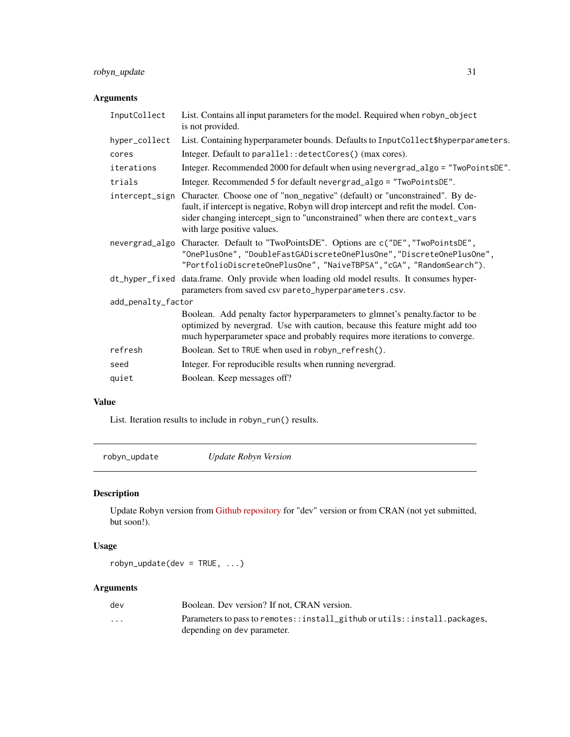### Arguments

| | |
|---|---|
| InputCollect | List. Contains all input parameters for the model. Required when robyn_object is not provided. |
| hyper_collect | List. Containing hyperparameter bounds. Defaults to InputCollect$hyperparameters. |
| cores | Integer. Default to parallel::detectCores() (max cores). |
| iterations | Integer. Recommended 2000 for default when using nevergrad_algo = "TwoPointsDE". |
| trials | Integer. Recommended 5 for default nevergrad_algo = "TwoPointsDE". |
| intercept_sign | Character. Choose one of "non_negative" (default) or "unconstrained". By default, if intercept is negative, Robyn will drop intercept and refit the model. Consider changing intercept_sign to "unconstrained" when there are context_vars with large positive values. |
| nevergrad_algo | Character. Default to "TwoPointsDE". Options are c("DE","TwoPointsDE", "OnePlusOne", "DoubleFastGADiscreteOnePlusOne","DiscreteOnePlusOne", "PortfolioDiscreteOnePlusOne", "NaiveTBPSA","cGA", "RandomSearch"). |
| dt_hyper_fixed | data.frame. Only provide when loading old model results. It consumes hyperparameters from saved csv pareto_hyperparameters.csv. |
| add_penalty_factor | Boolean. Add penalty factor hyperparameters to glmnet's penalty.factor to be optimized by nevergrad. Use with caution, because this feature might add too much hyperparameter space and probably requires more iterations to converge. |
| refresh | Boolean. Set to TRUE when used in robyn_refresh(). |
| seed | Integer. For reproducible results when running nevergrad. |
| quiet | Boolean. Keep messages off? |

### Value

List. Iteration results to include in robyn_run() results.

---

## robyn_update — *Update Robyn Version*

### Description

Update Robyn version from Github repository for "dev" version or from CRAN (not yet submitted, but soon!).

### Usage

```
robyn_update(dev = TRUE, ...)
```

### Arguments

| | |
|---|---|
| dev | Boolean. Dev version? If not, CRAN version. |
| ... | Parameters to pass to remotes::install_github or utils::install.packages, depending on dev parameter. |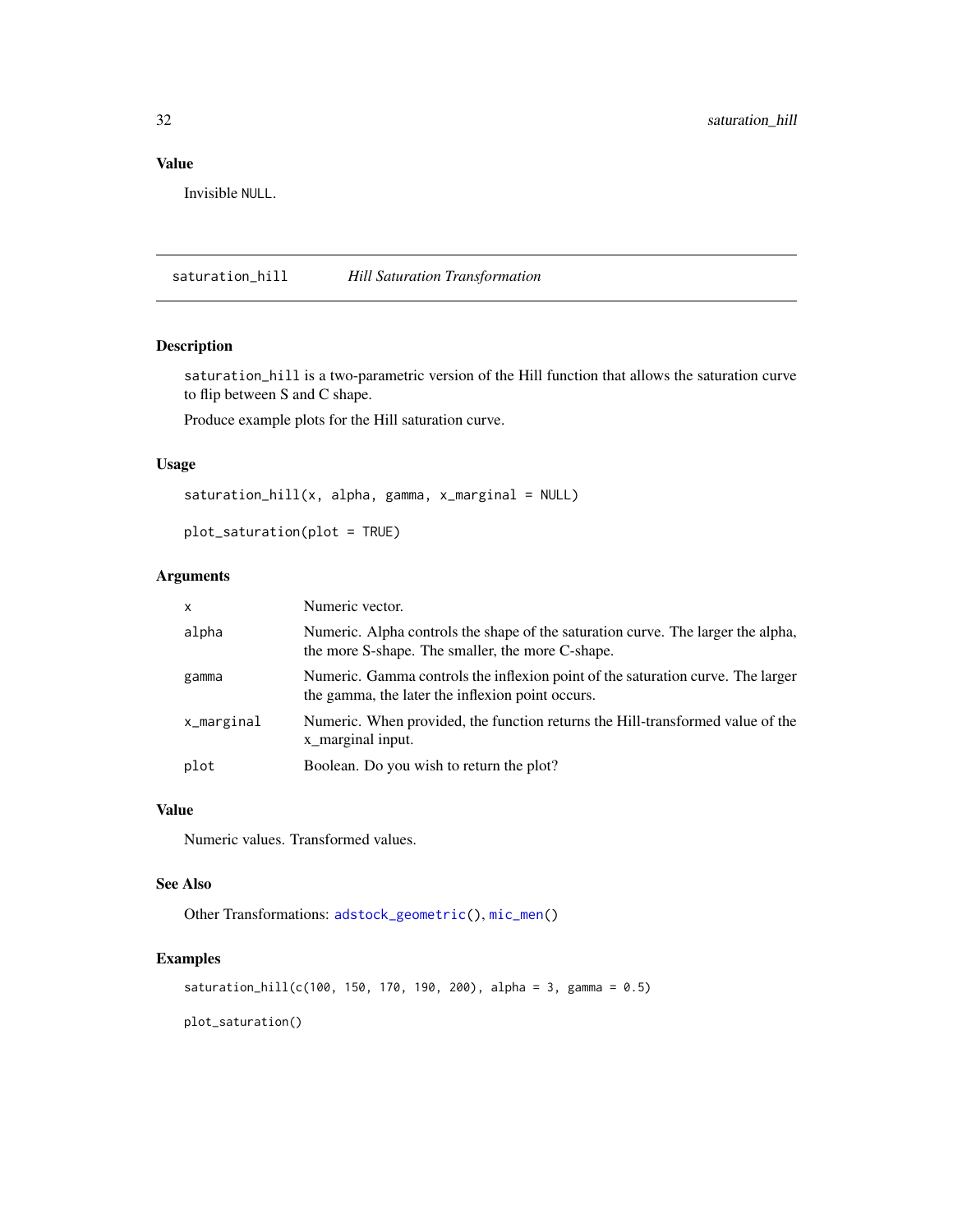## Value

Invisible NULL.

---

# saturation_hill *Hill Saturation Transformation*

## Description

saturation_hill is a two-parametric version of the Hill function that allows the saturation curve to flip between S and C shape.

Produce example plots for the Hill saturation curve.

## Usage

```
saturation_hill(x, alpha, gamma, x_marginal = NULL)

plot_saturation(plot = TRUE)
```

## Arguments

| | |
|---|---|
| x | Numeric vector. |
| alpha | Numeric. Alpha controls the shape of the saturation curve. The larger the alpha, the more S-shape. The smaller, the more C-shape. |
| gamma | Numeric. Gamma controls the inflexion point of the saturation curve. The larger the gamma, the later the inflexion point occurs. |
| x_marginal | Numeric. When provided, the function returns the Hill-transformed value of the x_marginal input. |
| plot | Boolean. Do you wish to return the plot? |

## Value

Numeric values. Transformed values.

## See Also

Other Transformations: adstock_geometric(), mic_men()

## Examples

```
saturation_hill(c(100, 150, 170, 190, 200), alpha = 3, gamma = 0.5)

plot_saturation()
```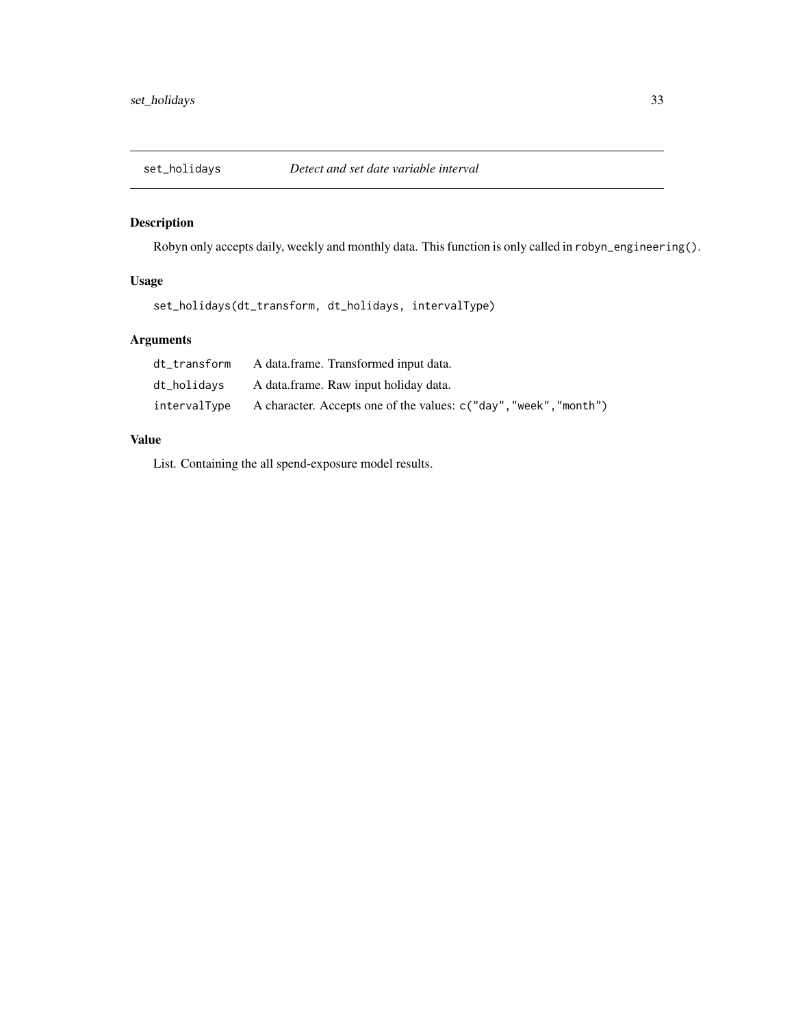# set_holidays — *Detect and set date variable interval*

## Description

Robyn only accepts daily, weekly and monthly data. This function is only called in `robyn_engineering()`.

## Usage

```
set_holidays(dt_transform, dt_holidays, intervalType)
```

## Arguments

| | |
|---|---|
| `dt_transform` | A data.frame. Transformed input data. |
| `dt_holidays` | A data.frame. Raw input holiday data. |
| `intervalType` | A character. Accepts one of the values: `c("day","week","month")` |

## Value

List. Containing the all spend-exposure model results.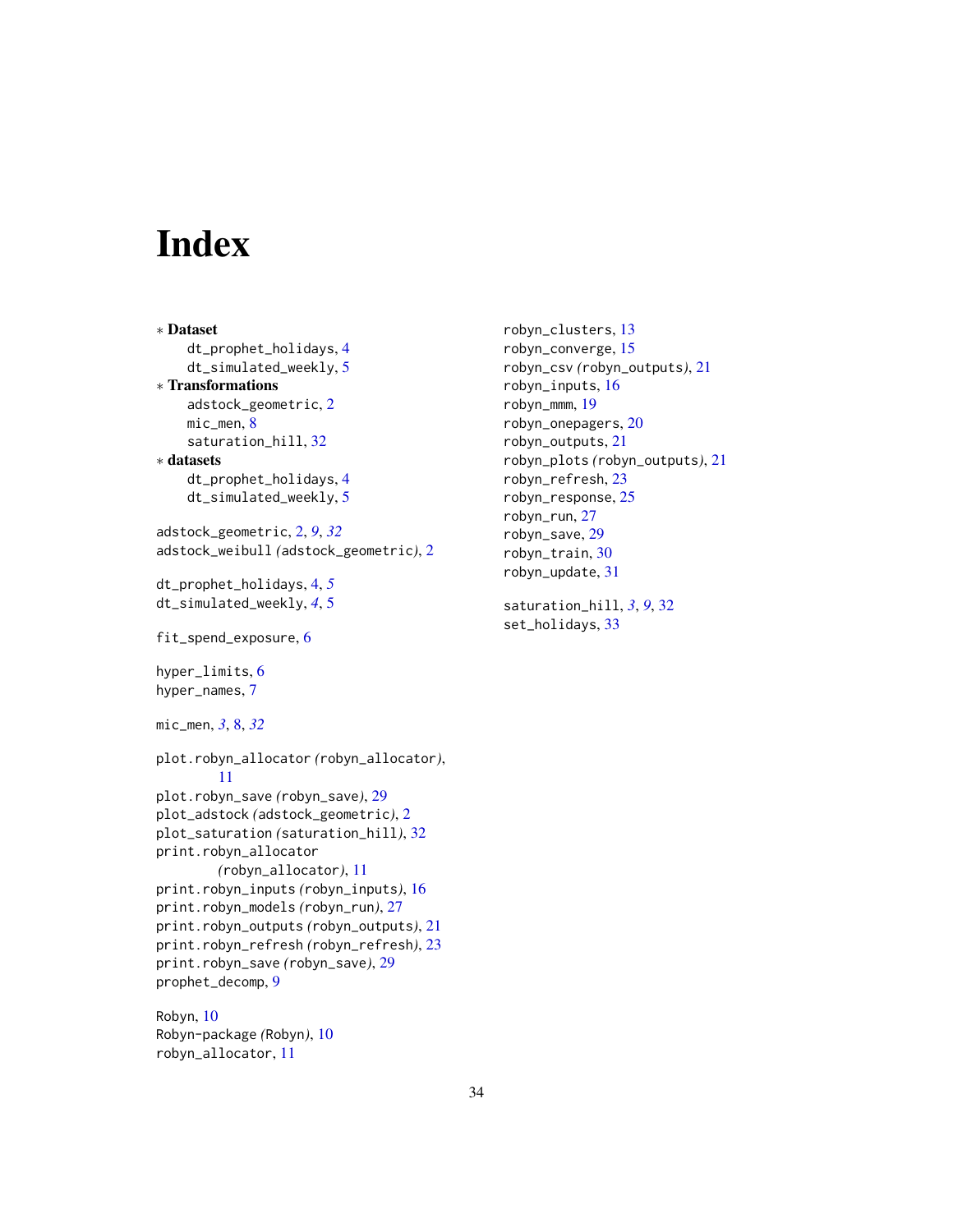# Index

∗ **Dataset**
  dt_prophet_holidays, 4
  dt_simulated_weekly, 5

∗ **Transformations**
  adstock_geometric, 2
  mic_men, 8
  saturation_hill, 32

∗ **datasets**
  dt_prophet_holidays, 4
  dt_simulated_weekly, 5

adstock_geometric, 2, *9*, *32*
adstock_weibull *(*adstock_geometric*)*, 2

dt_prophet_holidays, 4, *5*
dt_simulated_weekly, *4*, 5

fit_spend_exposure, 6

hyper_limits, 6
hyper_names, 7

mic_men, *3*, 8, *32*

plot.robyn_allocator *(*robyn_allocator*)*, 11
plot.robyn_save *(*robyn_save*)*, 29
plot_adstock *(*adstock_geometric*)*, 2
plot_saturation *(*saturation_hill*)*, 32
print.robyn_allocator *(*robyn_allocator*)*, 11
print.robyn_inputs *(*robyn_inputs*)*, 16
print.robyn_models *(*robyn_run*)*, 27
print.robyn_outputs *(*robyn_outputs*)*, 21
print.robyn_refresh *(*robyn_refresh*)*, 23
print.robyn_save *(*robyn_save*)*, 29
prophet_decomp, 9

Robyn, 10
Robyn-package *(*Robyn*)*, 10
robyn_allocator, 11
robyn_clusters, 13
robyn_converge, 15
robyn_csv *(*robyn_outputs*)*, 21
robyn_inputs, 16
robyn_mmm, 19
robyn_onepagers, 20
robyn_outputs, 21
robyn_plots *(*robyn_outputs*)*, 21
robyn_refresh, 23
robyn_response, 25
robyn_run, 27
robyn_save, 29
robyn_train, 30
robyn_update, 31

saturation_hill, *3*, *9*, 32
set_holidays, 33